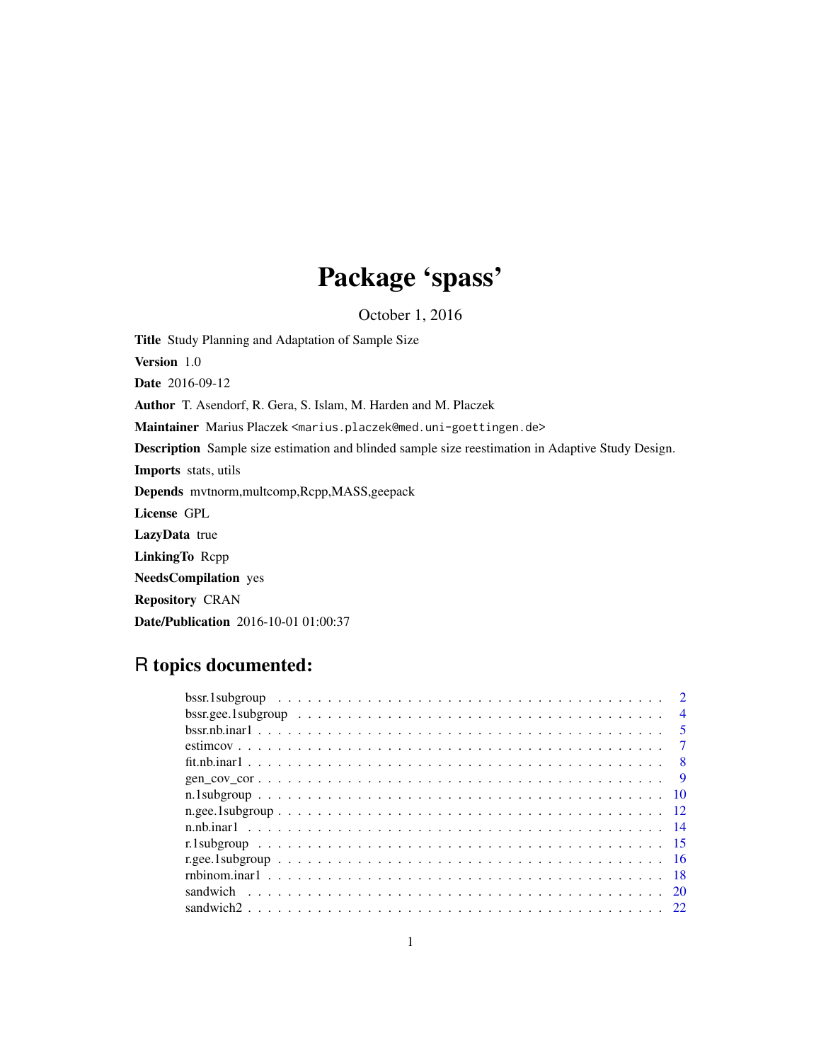# Package 'spass'

October 1, 2016

**Title** Study Planning and Adaptation of Sample Size

**Version** 1.0

**Date** 2016-09-12

**Author** T. Asendorf, R. Gera, S. Islam, M. Harden and M. Placzek

**Maintainer** Marius Placzek <marius.placzek@med.uni-goettingen.de>

**Description** Sample size estimation and blinded sample size reestimation in Adaptive Study Design.

**Imports** stats, utils

**Depends** mvtnorm,multcomp,Rcpp,MASS,geepack

**License** GPL

**LazyData** true

**LinkingTo** Rcpp

**NeedsCompilation** yes

**Repository** CRAN

**Date/Publication** 2016-10-01 01:00:37

## R topics documented:

| | |
|---|---|
| bssr.1subgroup | 2 |
| bssr.gee.1subgroup | 4 |
| bssr.nb.inar1 | 5 |
| estimcov | 7 |
| fit.nb.inar1 | 8 |
| gen_cov_cor | 9 |
| n.1subgroup | 10 |
| n.gee.1subgroup | 12 |
| n.nb.inar1 | 14 |
| r.1subgroup | 15 |
| r.gee.1subgroup | 16 |
| rnbinom.inar1 | 18 |
| sandwich | 20 |
| sandwich2 | 22 |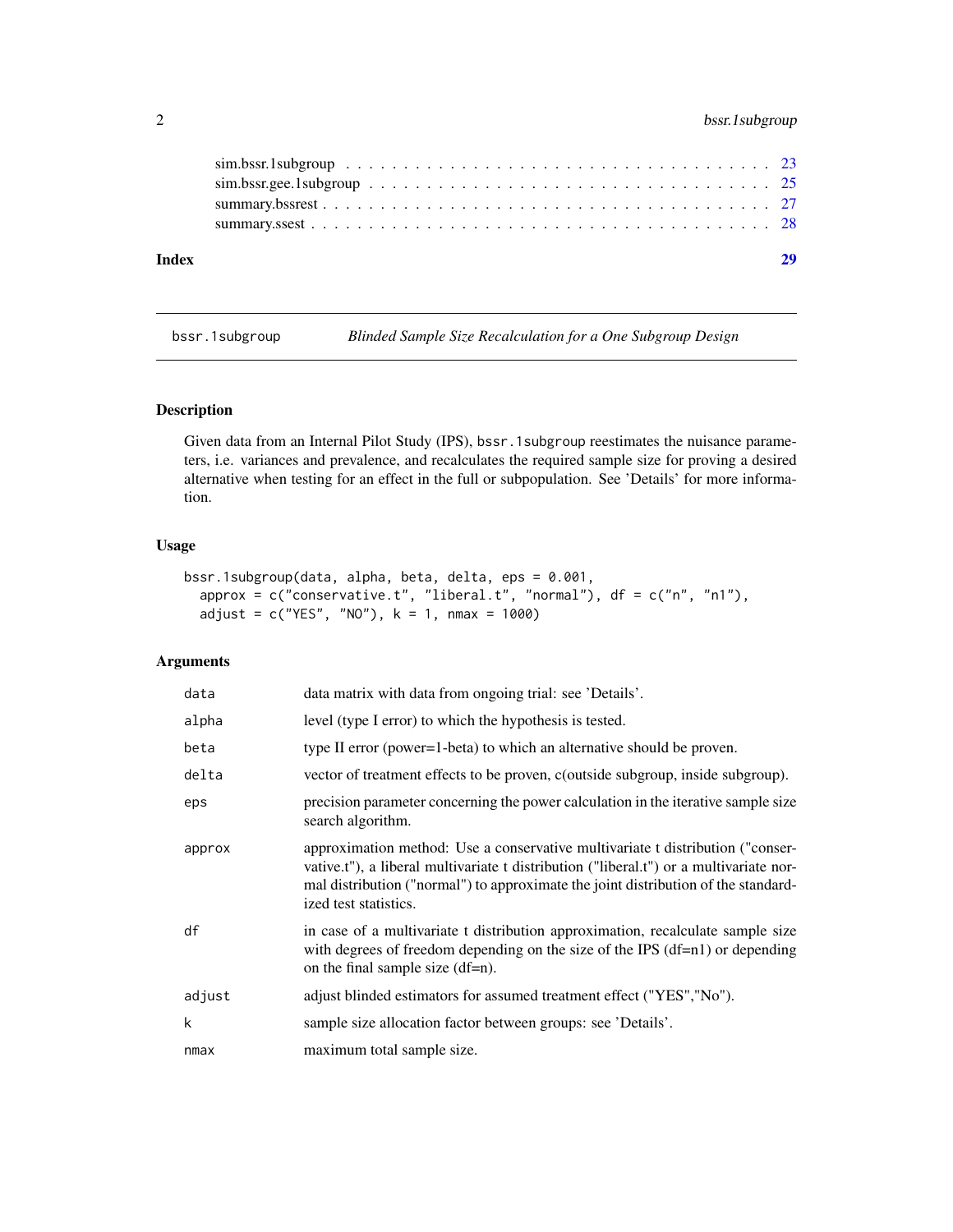sim.bssr.1subgroup . . . . . . . . . . . . . . . . . . . . . . . . . . . . . . . . . . 23
sim.bssr.gee.1subgroup . . . . . . . . . . . . . . . . . . . . . . . . . . . . . . . . 25
summary.bssrest . . . . . . . . . . . . . . . . . . . . . . . . . . . . . . . . . . . . . 27
summary.ssest . . . . . . . . . . . . . . . . . . . . . . . . . . . . . . . . . . . . . . 28

**Index** **29**

---

`bssr.1subgroup` *Blinded Sample Size Recalculation for a One Subgroup Design*

---

## Description

Given data from an Internal Pilot Study (IPS), `bssr.1subgroup` reestimates the nuisance parameters, i.e. variances and prevalence, and recalculates the required sample size for proving a desired alternative when testing for an effect in the full or subpopulation. See 'Details' for more information.

## Usage

```
bssr.1subgroup(data, alpha, beta, delta, eps = 0.001,
  approx = c("conservative.t", "liberal.t", "normal"), df = c("n", "n1"),
  adjust = c("YES", "NO"), k = 1, nmax = 1000)
```

## Arguments

| | |
|---|---|
| `data` | data matrix with data from ongoing trial: see 'Details'. |
| `alpha` | level (type I error) to which the hypothesis is tested. |
| `beta` | type II error (power=1-beta) to which an alternative should be proven. |
| `delta` | vector of treatment effects to be proven, c(outside subgroup, inside subgroup). |
| `eps` | precision parameter concerning the power calculation in the iterative sample size search algorithm. |
| `approx` | approximation method: Use a conservative multivariate t distribution ("conservative.t"), a liberal multivariate t distribution ("liberal.t") or a multivariate normal distribution ("normal") to approximate the joint distribution of the standardized test statistics. |
| `df` | in case of a multivariate t distribution approximation, recalculate sample size with degrees of freedom depending on the size of the IPS (df=n1) or depending on the final sample size (df=n). |
| `adjust` | adjust blinded estimators for assumed treatment effect ("YES","No"). |
| `k` | sample size allocation factor between groups: see 'Details'. |
| `nmax` | maximum total sample size. |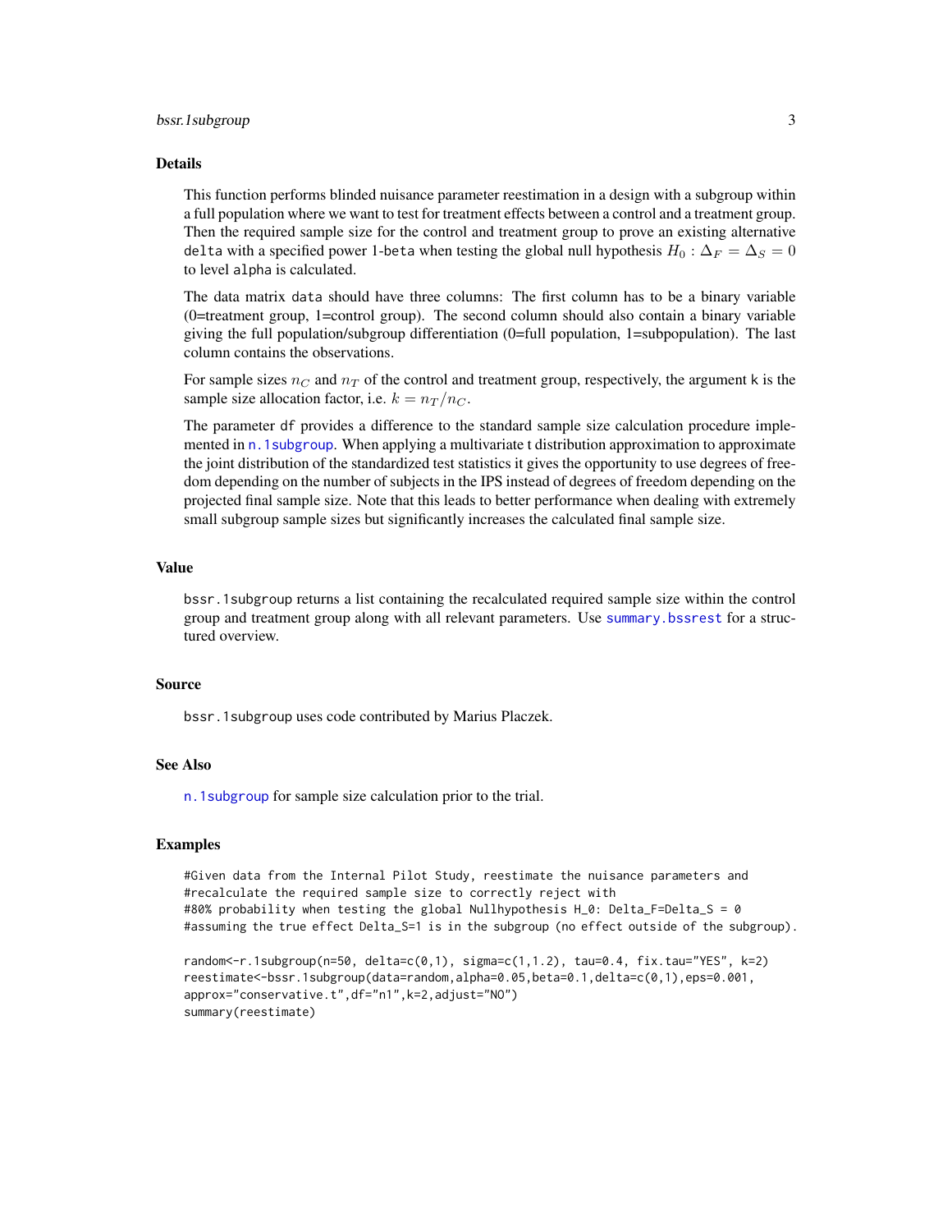## Details

This function performs blinded nuisance parameter reestimation in a design with a subgroup within a full population where we want to test for treatment effects between a control and a treatment group. Then the required sample size for the control and treatment group to prove an existing alternative `delta` with a specified power 1-`beta` when testing the global null hypothesis $H_0 : \Delta_F = \Delta_S = 0$ to level `alpha` is calculated.

The data matrix `data` should have three columns: The first column has to be a binary variable (0=treatment group, 1=control group). The second column should also contain a binary variable giving the full population/subgroup differentiation (0=full population, 1=subpopulation). The last column contains the observations.

For sample sizes $n_C$ and $n_T$ of the control and treatment group, respectively, the argument `k` is the sample size allocation factor, i.e. $k = n_T / n_C$.

The parameter `df` provides a difference to the standard sample size calculation procedure implemented in `n.1subgroup`. When applying a multivariate t distribution approximation to approximate the joint distribution of the standardized test statistics it gives the opportunity to use degrees of freedom depending on the number of subjects in the IPS instead of degrees of freedom depending on the projected final sample size. Note that this leads to better performance when dealing with extremely small subgroup sample sizes but significantly increases the calculated final sample size.

## Value

`bssr.1subgroup` returns a list containing the recalculated required sample size within the control group and treatment group along with all relevant parameters. Use `summary.bssrest` for a structured overview.

## Source

`bssr.1subgroup` uses code contributed by Marius Placzek.

## See Also

`n.1subgroup` for sample size calculation prior to the trial.

## Examples

```
#Given data from the Internal Pilot Study, reestimate the nuisance parameters and
#recalculate the required sample size to correctly reject with
#80% probability when testing the global Nullhypothesis H_0: Delta_F=Delta_S = 0
#assuming the true effect Delta_S=1 is in the subgroup (no effect outside of the subgroup).

random<-r.1subgroup(n=50, delta=c(0,1), sigma=c(1,1.2), tau=0.4, fix.tau="YES", k=2)
reestimate<-bssr.1subgroup(data=random,alpha=0.05,beta=0.1,delta=c(0,1),eps=0.001,
approx="conservative.t",df="n1",k=2,adjust="NO")
summary(reestimate)
```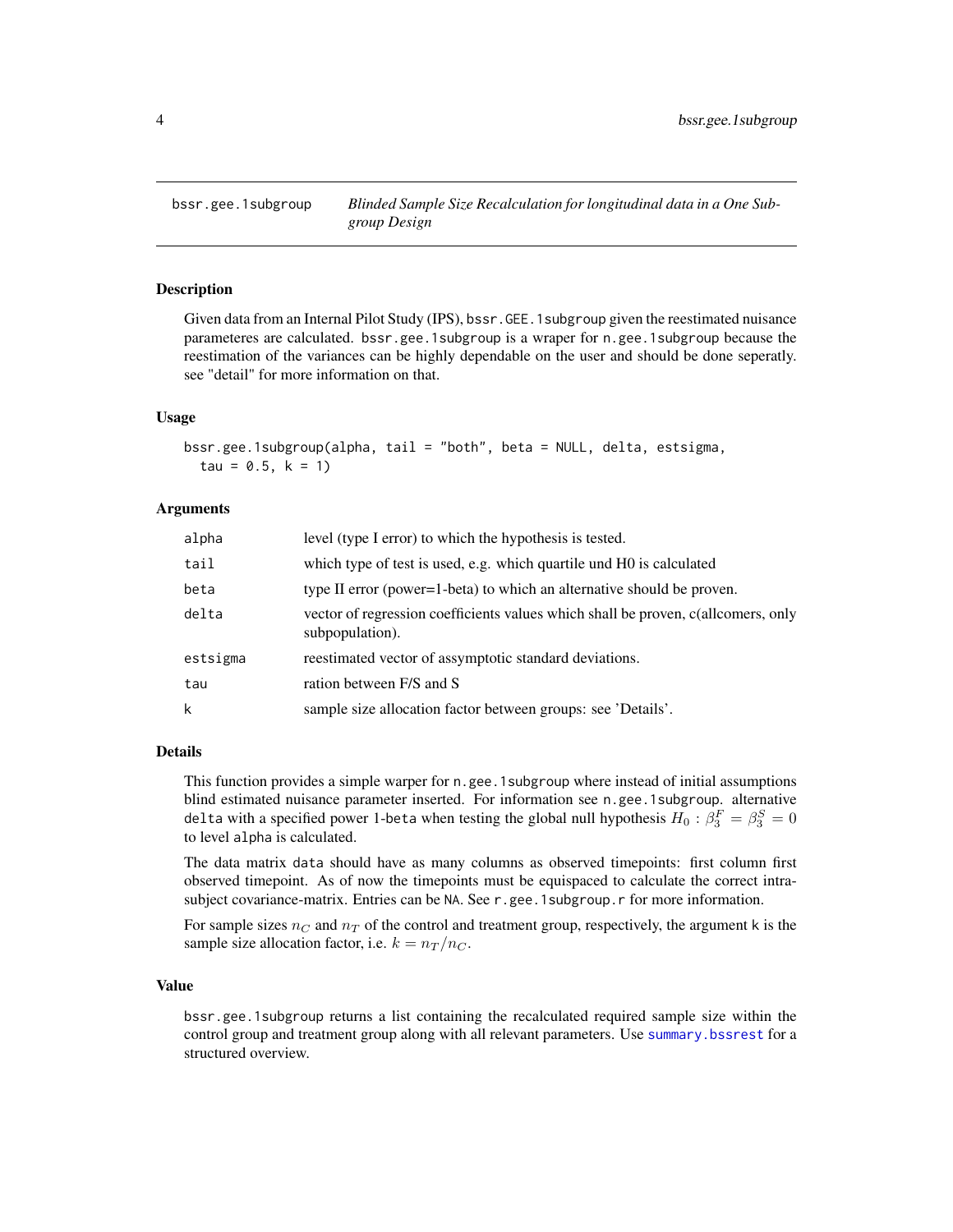bssr.gee.1subgroup *Blinded Sample Size Recalculation for longitudinal data in a One Subgroup Design*

## Description

Given data from an Internal Pilot Study (IPS), `bssr.GEE.1subgroup` given the reestimated nuisance parameteres are calculated. `bssr.gee.1subgroup` is a wraper for `n.gee.1subgroup` because the reestimation of the variances can be highly dependable on the user and should be done seperatly. see "detail" for more information on that.

## Usage

```
bssr.gee.1subgroup(alpha, tail = "both", beta = NULL, delta, estsigma,
  tau = 0.5, k = 1)
```

## Arguments

| | |
|---|---|
| `alpha` | level (type I error) to which the hypothesis is tested. |
| `tail` | which type of test is used, e.g. which quartile und H0 is calculated |
| `beta` | type II error (power=1-beta) to which an alternative should be proven. |
| `delta` | vector of regression coefficients values which shall be proven, c(allcomers, only subpopulation). |
| `estsigma` | reestimated vector of assymptotic standard deviations. |
| `tau` | ration between F/S and S |
| `k` | sample size allocation factor between groups: see 'Details'. |

## Details

This function provides a simple warper for `n.gee.1subgroup` where instead of initial assumptions blind estimated nuisance parameter inserted. For information see `n.gee.1subgroup`. alternative `delta` with a specified power 1-`beta` when testing the global null hypothesis $H_0 : \beta_3^F = \beta_3^S = 0$ to level `alpha` is calculated.

The data matrix `data` should have as many columns as observed timepoints: first column first observed timepoint. As of now the timepoints must be equispaced to calculate the correct intra-subject covariance-matrix. Entries can be `NA`. See `r.gee.1subgroup.r` for more information.

For sample sizes $n_C$ and $n_T$ of the control and treatment group, respectively, the argument `k` is the sample size allocation factor, i.e. $k = n_T/n_C$.

## Value

`bssr.gee.1subgroup` returns a list containing the recalculated required sample size within the control group and treatment group along with all relevant parameters. Use `summary.bssrest` for a structured overview.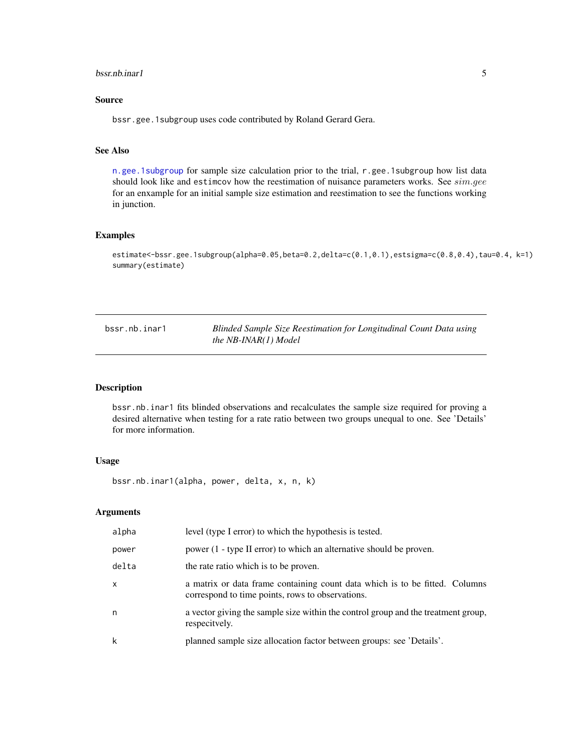## Source

bssr.gee.1subgroup uses code contributed by Roland Gerard Gera.

## See Also

n.gee.1subgroup for sample size calculation prior to the trial, r.gee.1subgroup how list data should look like and estimcov how the reestimation of nuisance parameters works. See *sim.gee* for an enxample for an initial sample size estimation and reestimation to see the functions working in junction.

## Examples

```
estimate<-bssr.gee.1subgroup(alpha=0.05,beta=0.2,delta=c(0.1,0.1),estsigma=c(0.8,0.4),tau=0.4, k=1)
summary(estimate)
```

---

# bssr.nb.inar1 — *Blinded Sample Size Reestimation for Longitudinal Count Data using the NB-INAR(1) Model*

## Description

bssr.nb.inar1 fits blinded observations and recalculates the sample size required for proving a desired alternative when testing for a rate ratio between two groups unequal to one. See 'Details' for more information.

## Usage

```
bssr.nb.inar1(alpha, power, delta, x, n, k)
```

## Arguments

| | |
|---|---|
| alpha | level (type I error) to which the hypothesis is tested. |
| power | power (1 - type II error) to which an alternative should be proven. |
| delta | the rate ratio which is to be proven. |
| x | a matrix or data frame containing count data which is to be fitted. Columns correspond to time points, rows to observations. |
| n | a vector giving the sample size within the control group and the treatment group, respecitvely. |
| k | planned sample size allocation factor between groups: see 'Details'. |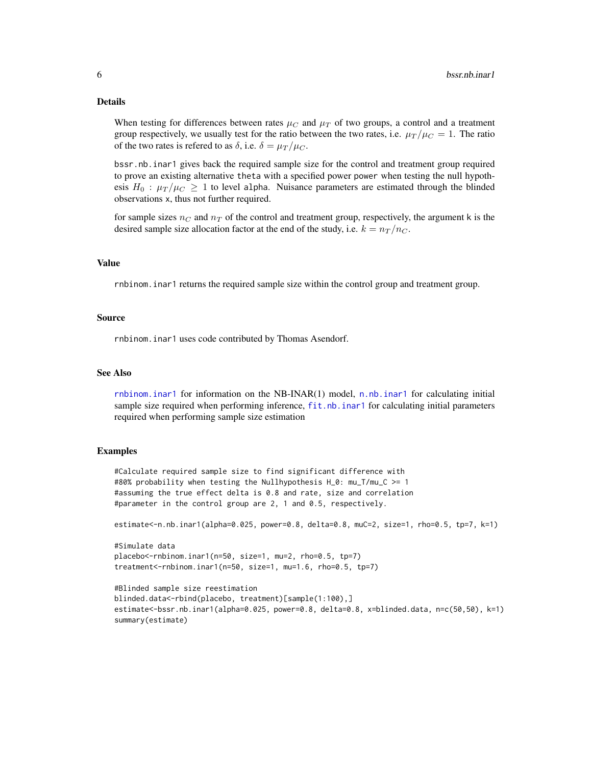## Details

When testing for differences between rates $\mu_C$ and $\mu_T$ of two groups, a control and a treatment group respectively, we usually test for the ratio between the two rates, i.e. $\mu_T/\mu_C = 1$. The ratio of the two rates is refered to as $\delta$, i.e. $\delta = \mu_T/\mu_C$.

`bssr.nb.inar1` gives back the required sample size for the control and treatment group required to prove an existing alternative `theta` with a specified power `power` when testing the null hypothesis $H_0 : \mu_T/\mu_C \geq 1$ to level `alpha`. Nuisance parameters are estimated through the blinded observations `x`, thus not further required.

for sample sizes $n_C$ and $n_T$ of the control and treatment group, respectively, the argument `k` is the desired sample size allocation factor at the end of the study, i.e. $k = n_T/n_C$.

## Value

`rnbinom.inar1` returns the required sample size within the control group and treatment group.

## Source

`rnbinom.inar1` uses code contributed by Thomas Asendorf.

## See Also

`rnbinom.inar1` for information on the NB-INAR(1) model, `n.nb.inar1` for calculating initial sample size required when performing inference, `fit.nb.inar1` for calculating initial parameters required when performing sample size estimation

## Examples

```
#Calculate required sample size to find significant difference with
#80% probability when testing the Nullhypothesis H_0: mu_T/mu_C >= 1
#assuming the true effect delta is 0.8 and rate, size and correlation
#parameter in the control group are 2, 1 and 0.5, respectively.

estimate<-n.nb.inar1(alpha=0.025, power=0.8, delta=0.8, muC=2, size=1, rho=0.5, tp=7, k=1)

#Simulate data
placebo<-rnbinom.inar1(n=50, size=1, mu=2, rho=0.5, tp=7)
treatment<-rnbinom.inar1(n=50, size=1, mu=1.6, rho=0.5, tp=7)

#Blinded sample size reestimation
blinded.data<-rbind(placebo, treatment)[sample(1:100),]
estimate<-bssr.nb.inar1(alpha=0.025, power=0.8, delta=0.8, x=blinded.data, n=c(50,50), k=1)
summary(estimate)
```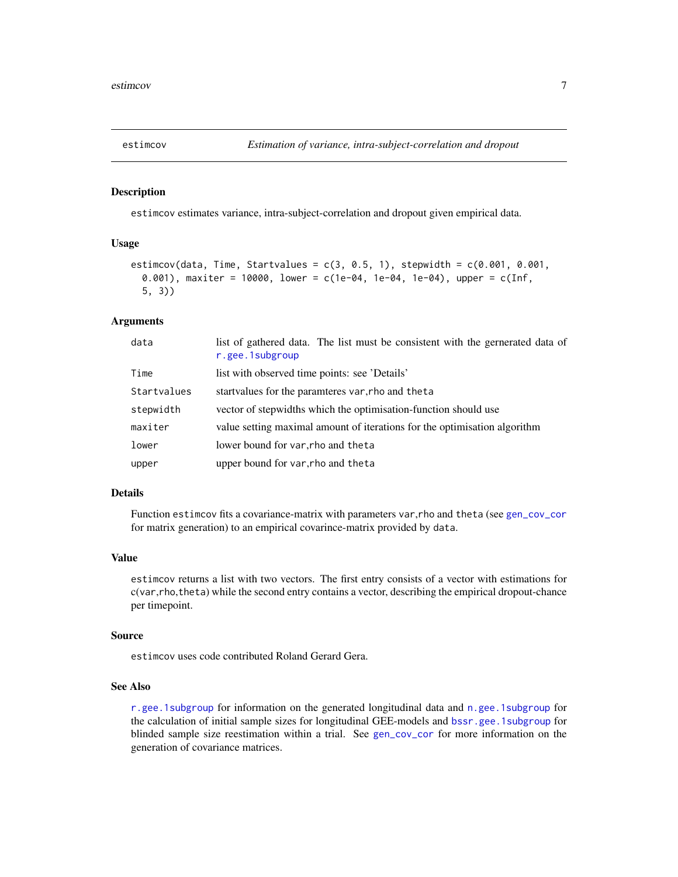## estimcov — *Estimation of variance, intra-subject-correlation and dropout*

### Description

estimcov estimates variance, intra-subject-correlation and dropout given empirical data.

### Usage

```
estimcov(data, Time, Startvalues = c(3, 0.5, 1), stepwidth = c(0.001, 0.001,
  0.001), maxiter = 10000, lower = c(1e-04, 1e-04, 1e-04), upper = c(Inf,
  5, 3))
```

### Arguments

| | |
|---|---|
| data | list of gathered data. The list must be consistent with the gernerated data of r.gee.1subgroup |
| Time | list with observed time points: see 'Details' |
| Startvalues | startvalues for the paramteres var,rho and theta |
| stepwidth | vector of stepwidths which the optimisation-function should use |
| maxiter | value setting maximal amount of iterations for the optimisation algorithm |
| lower | lower bound for var,rho and theta |
| upper | upper bound for var,rho and theta |

### Details

Function estimcov fits a covariance-matrix with parameters var,rho and theta (see gen_cov_cor for matrix generation) to an empirical covarince-matrix provided by data.

### Value

estimcov returns a list with two vectors. The first entry consists of a vector with estimations for c(var,rho,theta) while the second entry contains a vector, describing the empirical dropout-chance per timepoint.

### Source

estimcov uses code contributed Roland Gerard Gera.

### See Also

r.gee.1subgroup for information on the generated longitudinal data and n.gee.1subgroup for the calculation of initial sample sizes for longitudinal GEE-models and bssr.gee.1subgroup for blinded sample size reestimation within a trial. See gen_cov_cor for more information on the generation of covariance matrices.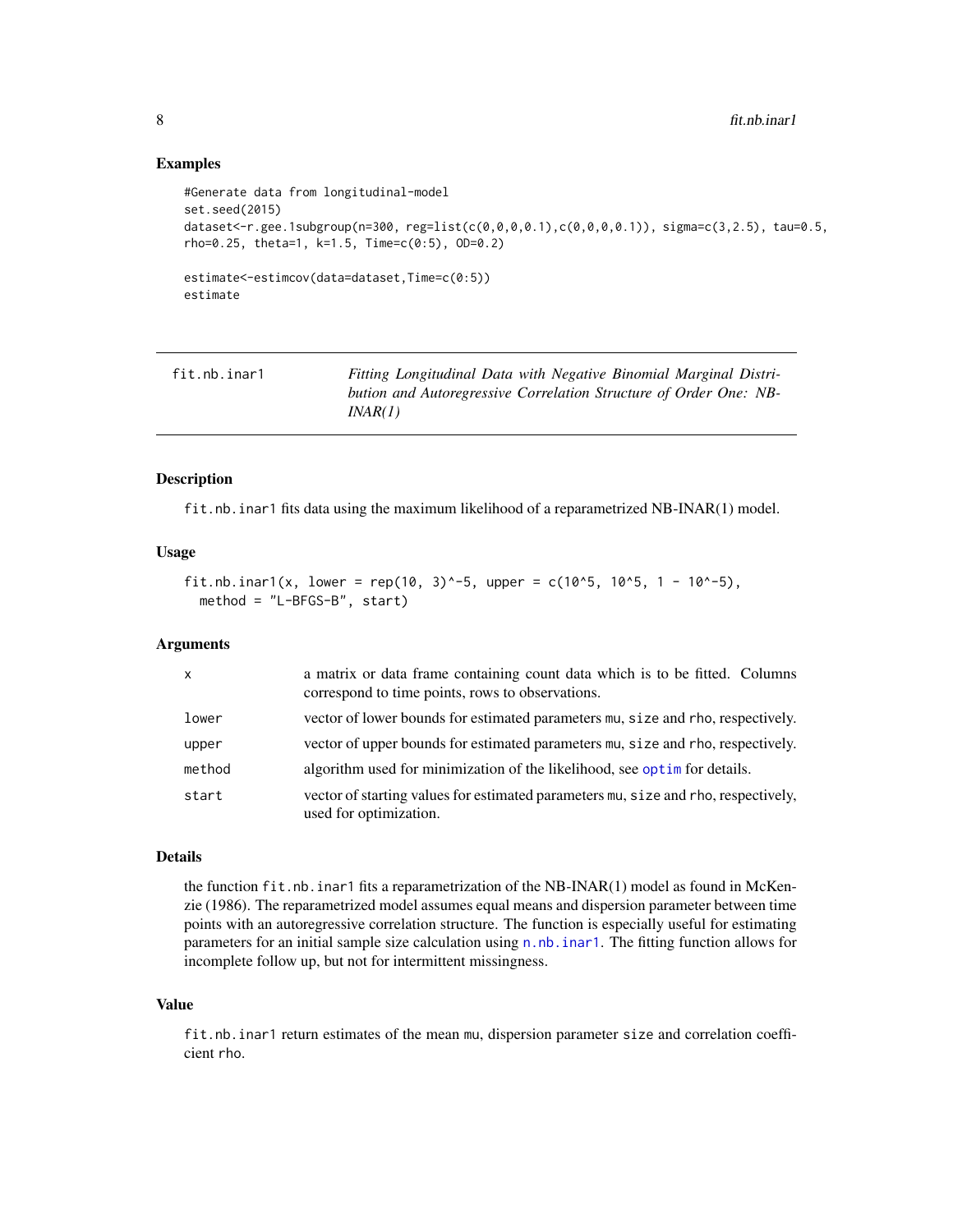### Examples

```
#Generate data from longitudinal-model
set.seed(2015)
dataset<-r.gee.1subgroup(n=300, reg=list(c(0,0,0,0.1),c(0,0,0,0.1)), sigma=c(3,2.5), tau=0.5,
rho=0.25, theta=1, k=1.5, Time=c(0:5), OD=0.2)

estimate<-estimcov(data=dataset,Time=c(0:5))
estimate
```

---

## fit.nb.inar1 — *Fitting Longitudinal Data with Negative Binomial Marginal Distribution and Autoregressive Correlation Structure of Order One: NB-INAR(1)*

### Description

fit.nb.inar1 fits data using the maximum likelihood of a reparametrized NB-INAR(1) model.

### Usage

```
fit.nb.inar1(x, lower = rep(10, 3)^-5, upper = c(10^5, 10^5, 1 - 10^-5),
  method = "L-BFGS-B", start)
```

### Arguments

| | |
|---|---|
| x | a matrix or data frame containing count data which is to be fitted. Columns correspond to time points, rows to observations. |
| lower | vector of lower bounds for estimated parameters mu, size and rho, respectively. |
| upper | vector of upper bounds for estimated parameters mu, size and rho, respectively. |
| method | algorithm used for minimization of the likelihood, see optim for details. |
| start | vector of starting values for estimated parameters mu, size and rho, respectively, used for optimization. |

### Details

the function fit.nb.inar1 fits a reparametrization of the NB-INAR(1) model as found in McKenzie (1986). The reparametrized model assumes equal means and dispersion parameter between time points with an autoregressive correlation structure. The function is especially useful for estimating parameters for an initial sample size calculation using n.nb.inar1. The fitting function allows for incomplete follow up, but not for intermittent missingness.

### Value

fit.nb.inar1 return estimates of the mean mu, dispersion parameter size and correlation coefficient rho.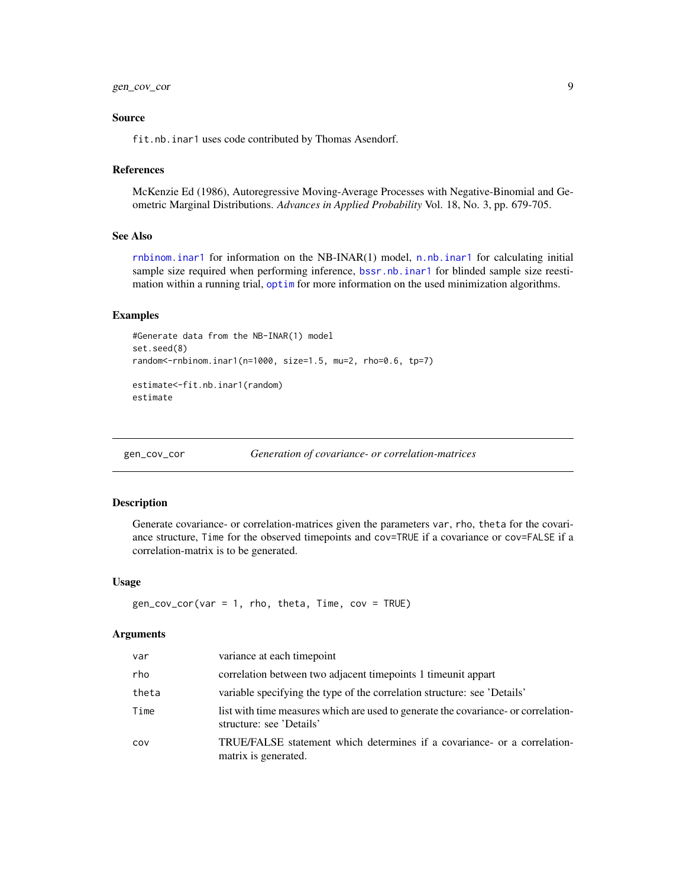### Source

`fit.nb.inar1` uses code contributed by Thomas Asendorf.

### References

McKenzie Ed (1986), Autoregressive Moving-Average Processes with Negative-Binomial and Geometric Marginal Distributions. *Advances in Applied Probability* Vol. 18, No. 3, pp. 679-705.

### See Also

`rnbinom.inar1` for information on the NB-INAR(1) model, `n.nb.inar1` for calculating initial sample size required when performing inference, `bssr.nb.inar1` for blinded sample size reestimation within a running trial, `optim` for more information on the used minimization algorithms.

### Examples

```
#Generate data from the NB-INAR(1) model
set.seed(8)
random<-rnbinom.inar1(n=1000, size=1.5, mu=2, rho=0.6, tp=7)

estimate<-fit.nb.inar1(random)
estimate
```

---

## gen_cov_cor — *Generation of covariance- or correlation-matrices*

### Description

Generate covariance- or correlation-matrices given the parameters `var`, `rho`, `theta` for the covariance structure, `Time` for the observed timepoints and `cov=TRUE` if a covariance or `cov=FALSE` if a correlation-matrix is to be generated.

### Usage

```
gen_cov_cor(var = 1, rho, theta, Time, cov = TRUE)
```

### Arguments

| | |
|---|---|
| `var` | variance at each timepoint |
| `rho` | correlation between two adjacent timepoints 1 timeunit appart |
| `theta` | variable specifying the type of the correlation structure: see 'Details' |
| `Time` | list with time measures which are used to generate the covariance- or correlation-structure: see 'Details' |
| `cov` | TRUE/FALSE statement which determines if a covariance- or a correlation-matrix is generated. |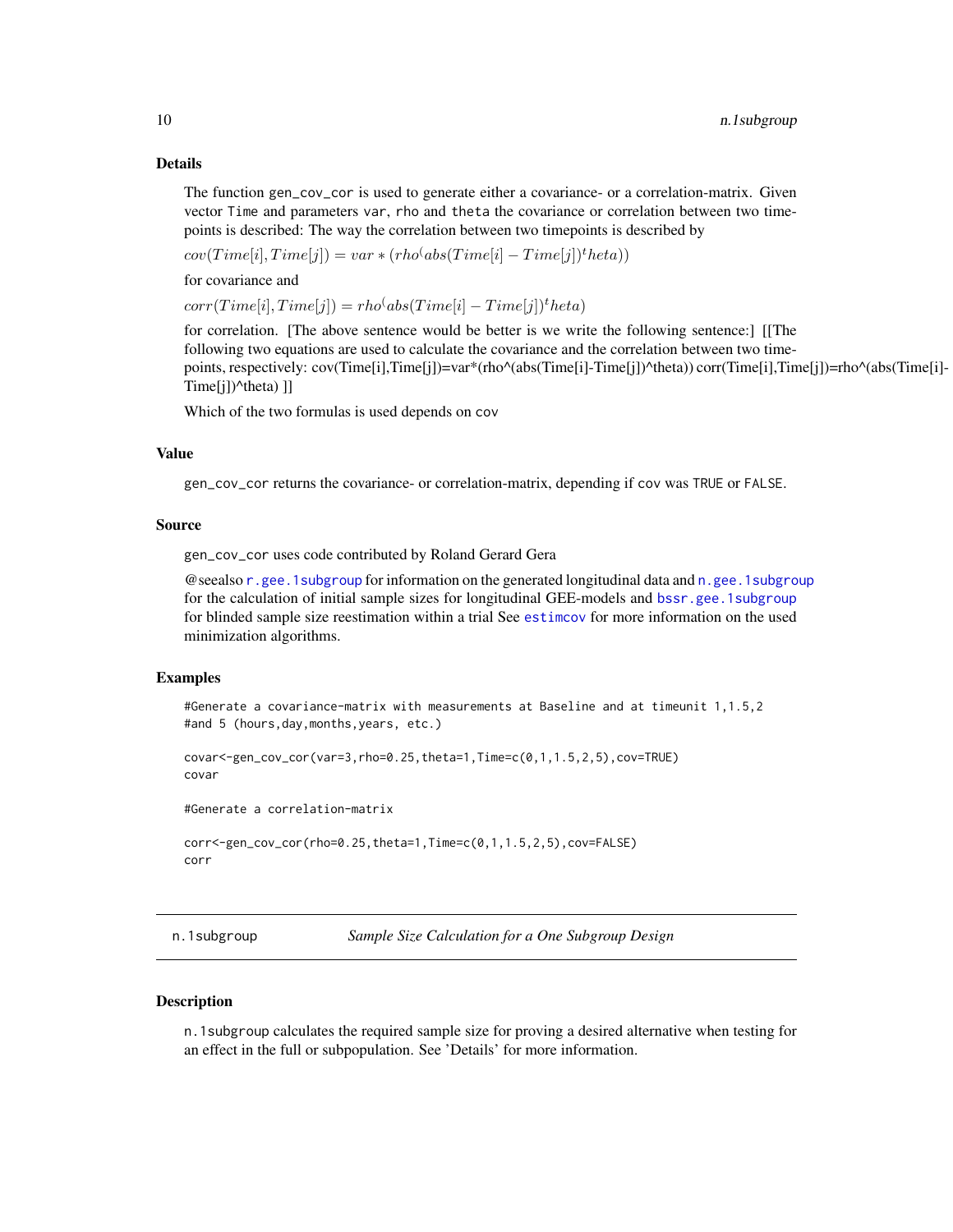### Details

The function gen_cov_cor is used to generate either a covariance- or a correlation-matrix. Given vector Time and parameters var, rho and theta the covariance or correlation between two timepoints is described: The way the correlation between two timepoints is described by

$cov(Time[i], Time[j]) = var * (rho^(abs(Time[i] - Time[j])^theta))$

for covariance and

$corr(Time[i], Time[j]) = rho^(abs(Time[i] - Time[j])^theta)$

for correlation. [The above sentence would be better is we write the following sentence:] [[The following two equations are used to calculate the covariance and the correlation between two timepoints, respectively: cov(Time[i],Time[j])=var*(rho^(abs(Time[i]-Time[j])^theta)) corr(Time[i],Time[j])=rho^(abs(Time[i]-Time[j])^theta) ]]

Which of the two formulas is used depends on cov

### Value

gen_cov_cor returns the covariance- or correlation-matrix, depending if cov was TRUE or FALSE.

### Source

gen_cov_cor uses code contributed by Roland Gerard Gera

@seealso r.gee.1subgroup for information on the generated longitudinal data and n.gee.1subgroup for the calculation of initial sample sizes for longitudinal GEE-models and bssr.gee.1subgroup for blinded sample size reestimation within a trial See estimcov for more information on the used minimization algorithms.

### Examples

```
#Generate a covariance-matrix with measurements at Baseline and at timeunit 1,1.5,2
#and 5 (hours,day,months,years, etc.)

covar<-gen_cov_cor(var=3,rho=0.25,theta=1,Time=c(0,1,1.5,2,5),cov=TRUE)
covar

#Generate a correlation-matrix

corr<-gen_cov_cor(rho=0.25,theta=1,Time=c(0,1,1.5,2,5),cov=FALSE)
corr
```

---

## n.1subgroup — *Sample Size Calculation for a One Subgroup Design*

---

### Description

n.1subgroup calculates the required sample size for proving a desired alternative when testing for an effect in the full or subpopulation. See 'Details' for more information.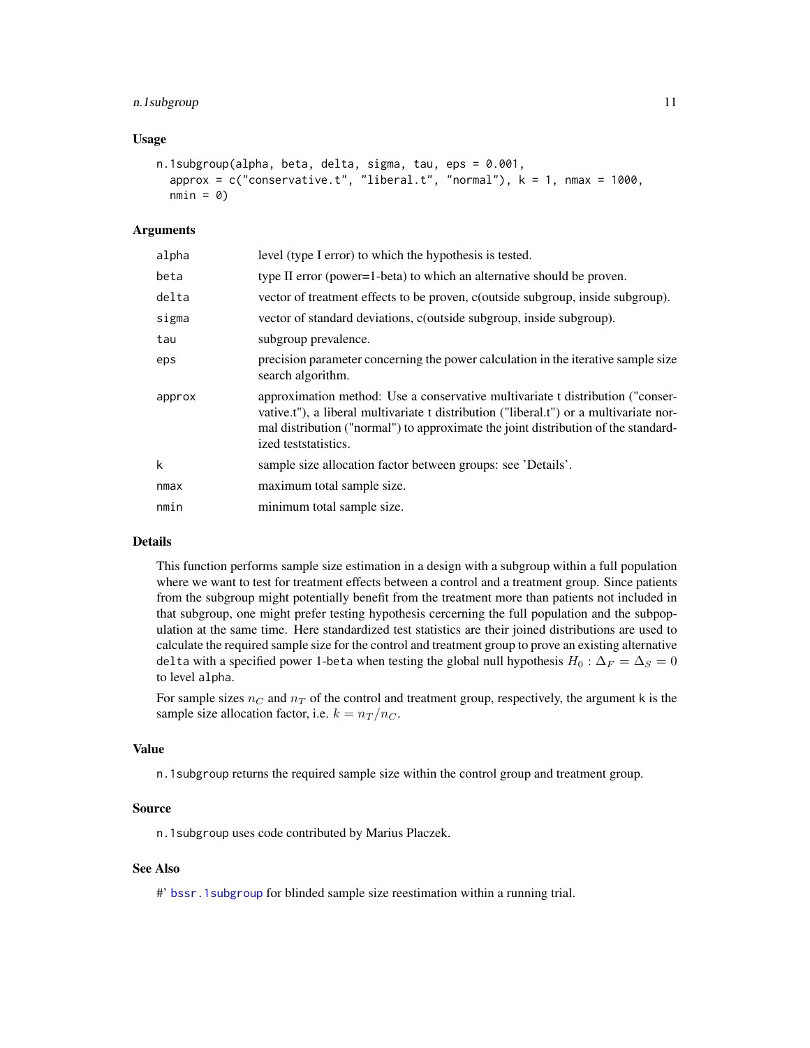### Usage

```
n.1subgroup(alpha, beta, delta, sigma, tau, eps = 0.001,
  approx = c("conservative.t", "liberal.t", "normal"), k = 1, nmax = 1000,
  nmin = 0)
```

### Arguments

| | |
|---|---|
| alpha | level (type I error) to which the hypothesis is tested. |
| beta | type II error (power=1-beta) to which an alternative should be proven. |
| delta | vector of treatment effects to be proven, c(outside subgroup, inside subgroup). |
| sigma | vector of standard deviations, c(outside subgroup, inside subgroup). |
| tau | subgroup prevalence. |
| eps | precision parameter concerning the power calculation in the iterative sample size search algorithm. |
| approx | approximation method: Use a conservative multivariate t distribution ("conservative.t"), a liberal multivariate t distribution ("liberal.t") or a multivariate normal distribution ("normal") to approximate the joint distribution of the standardized teststatistics. |
| k | sample size allocation factor between groups: see 'Details'. |
| nmax | maximum total sample size. |
| nmin | minimum total sample size. |

### Details

This function performs sample size estimation in a design with a subgroup within a full population where we want to test for treatment effects between a control and a treatment group. Since patients from the subgroup might potentially benefit from the treatment more than patients not included in that subgroup, one might prefer testing hypothesis cercerning the full population and the subpopulation at the same time. Here standardized test statistics are their joined distributions are used to calculate the required sample size for the control and treatment group to prove an existing alternative `delta` with a specified power 1-`beta` when testing the global null hypothesis $H_0 : \Delta_F = \Delta_S = 0$ to level `alpha`.

For sample sizes $n_C$ and $n_T$ of the control and treatment group, respectively, the argument k is the sample size allocation factor, i.e. $k = n_T / n_C$.

### Value

`n.1subgroup` returns the required sample size within the control group and treatment group.

### Source

`n.1subgroup` uses code contributed by Marius Placzek.

### See Also

#' `bssr.1subgroup` for blinded sample size reestimation within a running trial.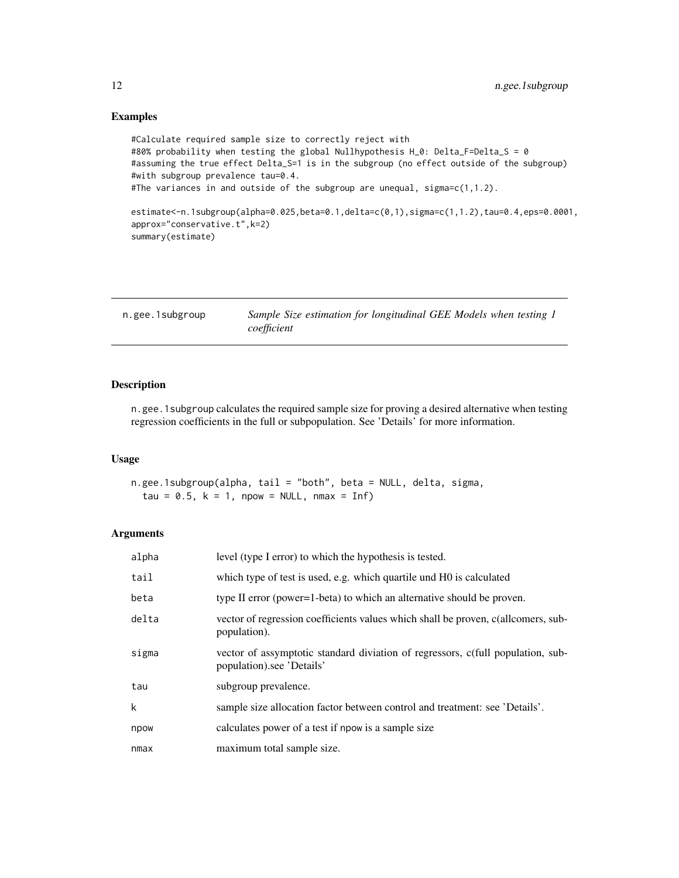## Examples

```
#Calculate required sample size to correctly reject with
#80% probability when testing the global Nullhypothesis H_0: Delta_F=Delta_S = 0
#assuming the true effect Delta_S=1 is in the subgroup (no effect outside of the subgroup)
#with subgroup prevalence tau=0.4.
#The variances in and outside of the subgroup are unequal, sigma=c(1,1.2).

estimate<-n.1subgroup(alpha=0.025,beta=0.1,delta=c(0,1),sigma=c(1,1.2),tau=0.4,eps=0.0001,
approx="conservative.t",k=2)
summary(estimate)
```

---

n.gee.1subgroup — *Sample Size estimation for longitudinal GEE Models when testing 1 coefficient*

---

## Description

n.gee.1subgroup calculates the required sample size for proving a desired alternative when testing regression coefficients in the full or subpopulation. See 'Details' for more information.

## Usage

```
n.gee.1subgroup(alpha, tail = "both", beta = NULL, delta, sigma,
  tau = 0.5, k = 1, npow = NULL, nmax = Inf)
```

## Arguments

| | |
|---|---|
| alpha | level (type I error) to which the hypothesis is tested. |
| tail | which type of test is used, e.g. which quartile und H0 is calculated |
| beta | type II error (power=1-beta) to which an alternative should be proven. |
| delta | vector of regression coefficients values which shall be proven, c(allcomers, subpopulation). |
| sigma | vector of assymptotic standard diviation of regressors, c(full population, subpopulation).see 'Details' |
| tau | subgroup prevalence. |
| k | sample size allocation factor between control and treatment: see 'Details'. |
| npow | calculates power of a test if npow is a sample size |
| nmax | maximum total sample size. |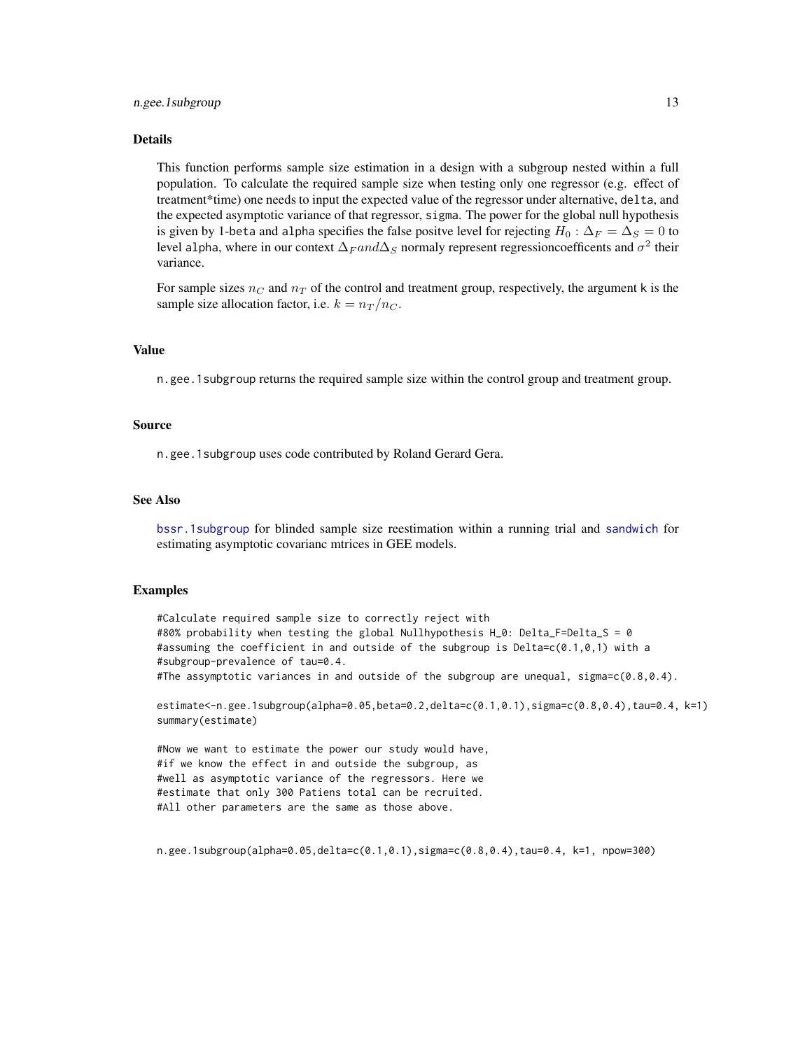## Details

This function performs sample size estimation in a design with a subgroup nested within a full population. To calculate the required sample size when testing only one regressor (e.g. effect of treatment*time) one needs to input the expected value of the regressor under alternative, `delta`, and the expected asymptotic variance of that regressor, `sigma`. The power for the global null hypothesis is given by 1-`beta` and `alpha` specifies the false positve level for rejecting $H_0 : \Delta_F = \Delta_S = 0$ to level `alpha`, where in our context $\Delta_F and \Delta_S$ normaly represent regressioncoefficents and $\sigma^2$ their variance.

For sample sizes $n_C$ and $n_T$ of the control and treatment group, respectively, the argument k is the sample size allocation factor, i.e. $k = n_T/n_C$.

## Value

`n.gee.1subgroup` returns the required sample size within the control group and treatment group.

## Source

`n.gee.1subgroup` uses code contributed by Roland Gerard Gera.

## See Also

`bssr.1subgroup` for blinded sample size reestimation within a running trial and `sandwich` for estimating asymptotic covarianc mtrices in GEE models.

## Examples

```
#Calculate required sample size to correctly reject with
#80% probability when testing the global Nullhypothesis H_0: Delta_F=Delta_S = 0
#assuming the coefficient in and outside of the subgroup is Delta=c(0.1,0,1) with a
#subgroup-prevalence of tau=0.4.
#The assymptotic variances in and outside of the subgroup are unequal, sigma=c(0.8,0.4).

estimate<-n.gee.1subgroup(alpha=0.05,beta=0.2,delta=c(0.1,0.1),sigma=c(0.8,0.4),tau=0.4, k=1)
summary(estimate)

#Now we want to estimate the power our study would have,
#if we know the effect in and outside the subgroup, as
#well as asymptotic variance of the regressors. Here we
#estimate that only 300 Patiens total can be recruited.
#All other parameters are the same as those above.


n.gee.1subgroup(alpha=0.05,delta=c(0.1,0.1),sigma=c(0.8,0.4),tau=0.4, k=1, npow=300)
```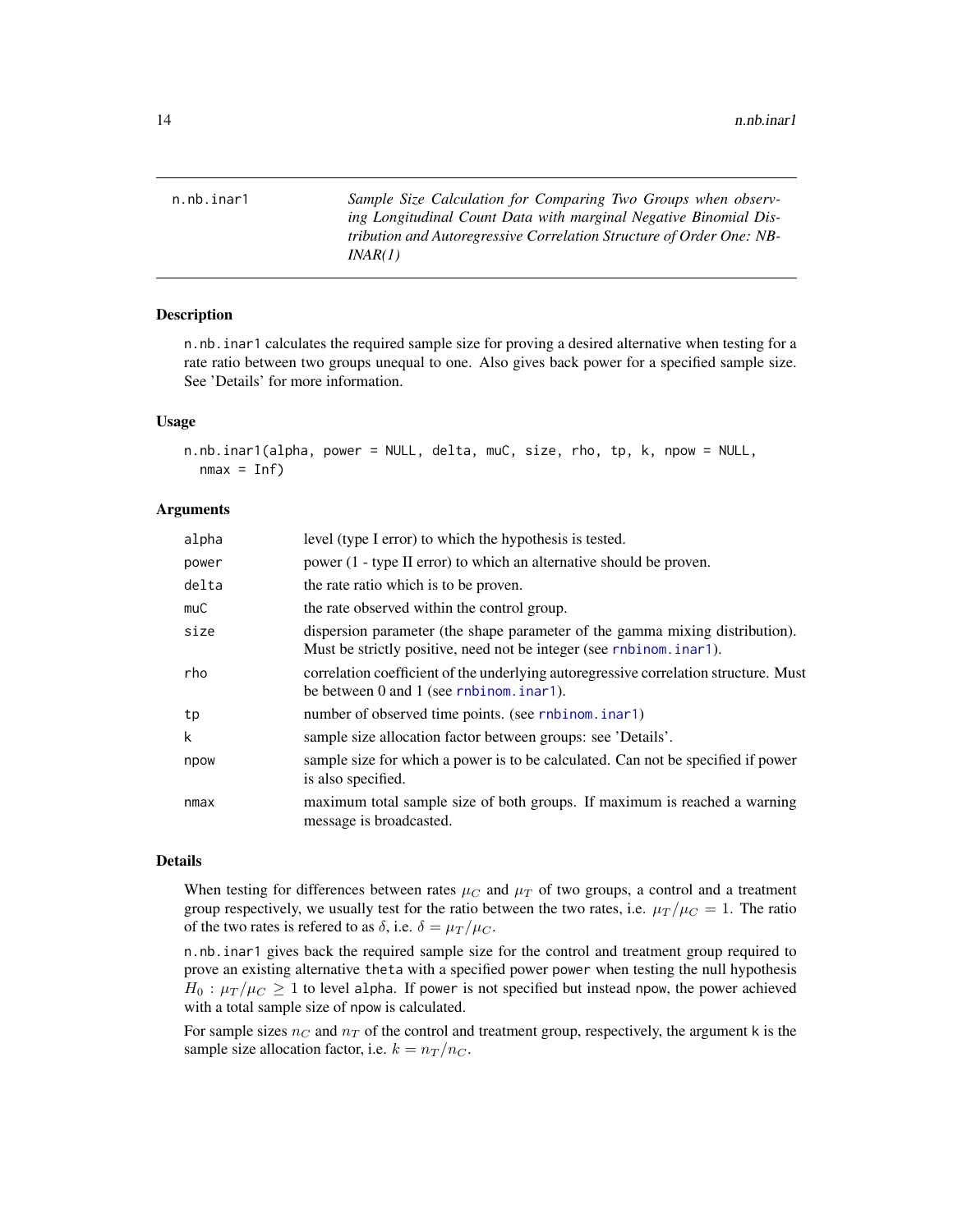## n.nb.inar1

*Sample Size Calculation for Comparing Two Groups when observing Longitudinal Count Data with marginal Negative Binomial Distribution and Autoregressive Correlation Structure of Order One: NB-INAR(1)*

### Description

`n.nb.inar1` calculates the required sample size for proving a desired alternative when testing for a rate ratio between two groups unequal to one. Also gives back power for a specified sample size. See 'Details' for more information.

### Usage

```
n.nb.inar1(alpha, power = NULL, delta, muC, size, rho, tp, k, npow = NULL,
  nmax = Inf)
```

### Arguments

| | |
|---|---|
| `alpha` | level (type I error) to which the hypothesis is tested. |
| `power` | power (1 - type II error) to which an alternative should be proven. |
| `delta` | the rate ratio which is to be proven. |
| `muC` | the rate observed within the control group. |
| `size` | dispersion parameter (the shape parameter of the gamma mixing distribution). Must be strictly positive, need not be integer (see `rnbinom.inar1`). |
| `rho` | correlation coefficient of the underlying autoregressive correlation structure. Must be between 0 and 1 (see `rnbinom.inar1`). |
| `tp` | number of observed time points. (see `rnbinom.inar1`) |
| `k` | sample size allocation factor between groups: see 'Details'. |
| `npow` | sample size for which a power is to be calculated. Can not be specified if power is also specified. |
| `nmax` | maximum total sample size of both groups. If maximum is reached a warning message is broadcasted. |

### Details

When testing for differences between rates $\mu_C$ and $\mu_T$ of two groups, a control and a treatment group respectively, we usually test for the ratio between the two rates, i.e. $\mu_T/\mu_C = 1$. The ratio of the two rates is refered to as $\delta$, i.e. $\delta = \mu_T/\mu_C$.

`n.nb.inar1` gives back the required sample size for the control and treatment group required to prove an existing alternative `theta` with a specified power `power` when testing the null hypothesis $H_0 : \mu_T/\mu_C \geq 1$ to level `alpha`. If `power` is not specified but instead `npow`, the power achieved with a total sample size of `npow` is calculated.

For sample sizes $n_C$ and $n_T$ of the control and treatment group, respectively, the argument `k` is the sample size allocation factor, i.e. $k = n_T/n_C$.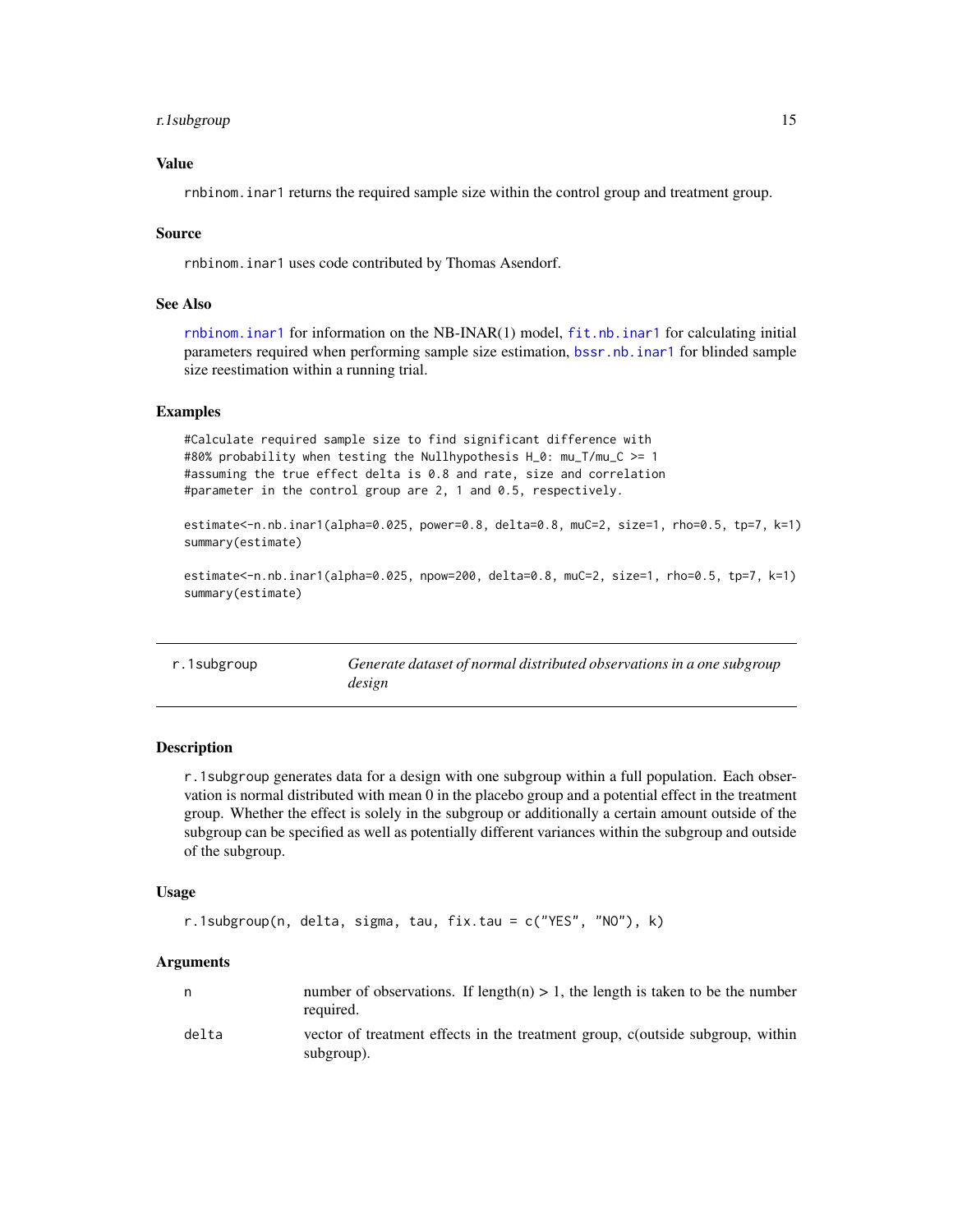## Value

rnbinom.inar1 returns the required sample size within the control group and treatment group.

## Source

rnbinom.inar1 uses code contributed by Thomas Asendorf.

## See Also

rnbinom.inar1 for information on the NB-INAR(1) model, fit.nb.inar1 for calculating initial parameters required when performing sample size estimation, bssr.nb.inar1 for blinded sample size reestimation within a running trial.

## Examples

```
#Calculate required sample size to find significant difference with
#80% probability when testing the Nullhypothesis H_0: mu_T/mu_C >= 1
#assuming the true effect delta is 0.8 and rate, size and correlation
#parameter in the control group are 2, 1 and 0.5, respectively.

estimate<-n.nb.inar1(alpha=0.025, power=0.8, delta=0.8, muC=2, size=1, rho=0.5, tp=7, k=1)
summary(estimate)

estimate<-n.nb.inar1(alpha=0.025, npow=200, delta=0.8, muC=2, size=1, rho=0.5, tp=7, k=1)
summary(estimate)
```

---

# r.1subgroup — *Generate dataset of normal distributed observations in a one subgroup design*

## Description

r.1subgroup generates data for a design with one subgroup within a full population. Each observation is normal distributed with mean 0 in the placebo group and a potential effect in the treatment group. Whether the effect is solely in the subgroup or additionally a certain amount outside of the subgroup can be specified as well as potentially different variances within the subgroup and outside of the subgroup.

## Usage

```
r.1subgroup(n, delta, sigma, tau, fix.tau = c("YES", "NO"), k)
```

## Arguments

| | |
|---|---|
| n | number of observations. If length(n) > 1, the length is taken to be the number required. |
| delta | vector of treatment effects in the treatment group, c(outside subgroup, within subgroup). |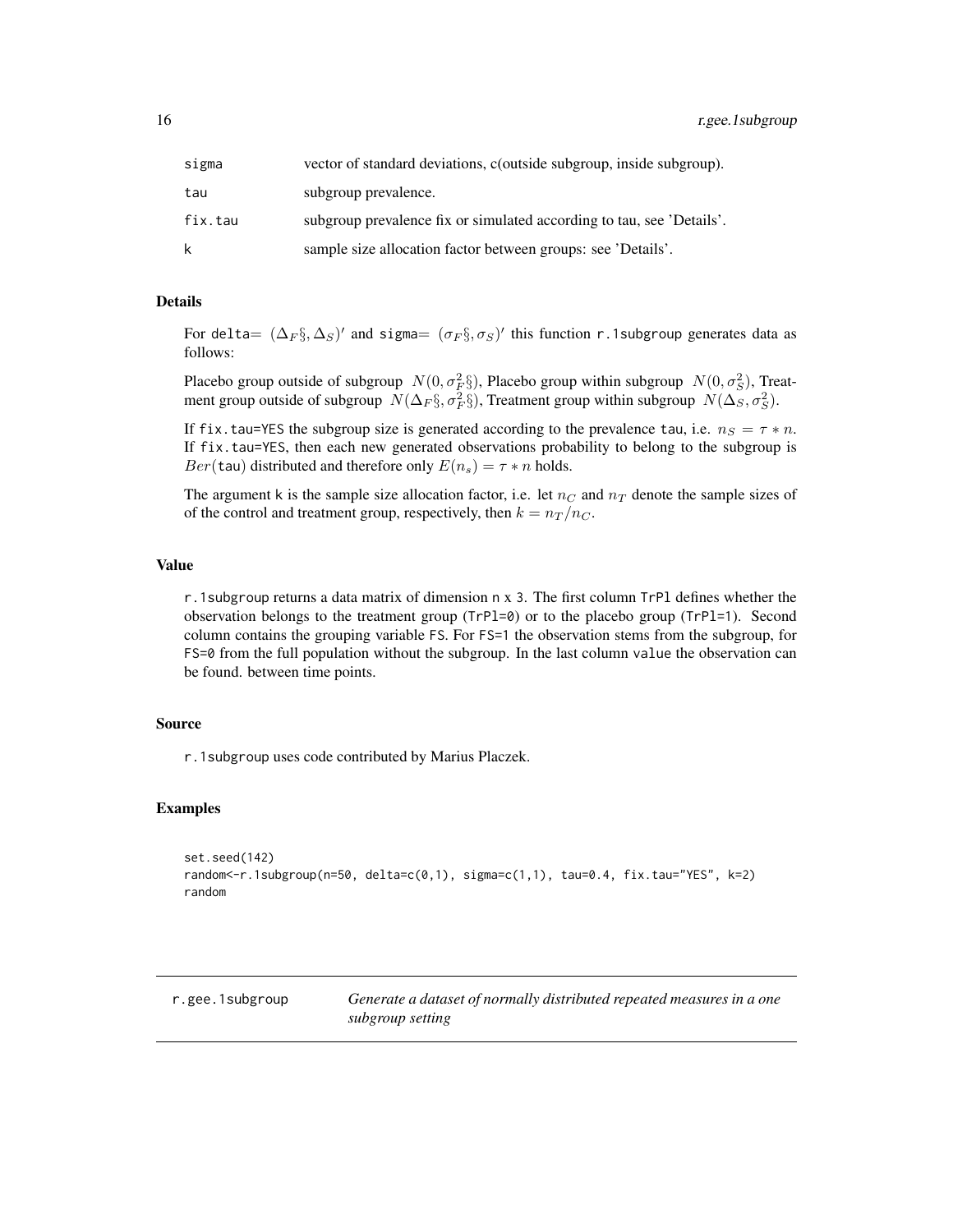| | |
|---|---|
| sigma | vector of standard deviations, c(outside subgroup, inside subgroup). |
| tau | subgroup prevalence. |
| fix.tau | subgroup prevalence fix or simulated according to tau, see 'Details'. |
| k | sample size allocation factor between groups: see 'Details'. |

### Details

For delta= $(\Delta_F\S, \Delta_S)'$ and sigma= $(\sigma_F\S, \sigma_S)'$ this function r.1subgroup generates data as follows:

Placebo group outside of subgroup $N(0, \sigma_F^2\S)$, Placebo group within subgroup $N(0, \sigma_S^2)$, Treatment group outside of subgroup $N(\Delta_F\S, \sigma_F^2\S)$, Treatment group within subgroup $N(\Delta_S, \sigma_S^2)$.

If fix.tau=YES the subgroup size is generated according to the prevalence tau, i.e. $n_S = \tau * n$. If fix.tau=YES, then each new generated observations probability to belong to the subgroup is $Ber$(tau) distributed and therefore only $E(n_s) = \tau * n$ holds.

The argument k is the sample size allocation factor, i.e. let $n_C$ and $n_T$ denote the sample sizes of of the control and treatment group, respectively, then $k = n_T/n_C$.

### Value

r.1subgroup returns a data matrix of dimension n x 3. The first column TrPl defines whether the observation belongs to the treatment group (TrPl=0) or to the placebo group (TrPl=1). Second column contains the grouping variable FS. For FS=1 the observation stems from the subgroup, for FS=0 from the full population without the subgroup. In the last column value the observation can be found. between time points.

### Source

r.1subgroup uses code contributed by Marius Placzek.

### Examples

```
set.seed(142)
random<-r.1subgroup(n=50, delta=c(0,1), sigma=c(1,1), tau=0.4, fix.tau="YES", k=2)
random
```

---

## r.gee.1subgroup    *Generate a dataset of normally distributed repeated measures in a one subgroup setting*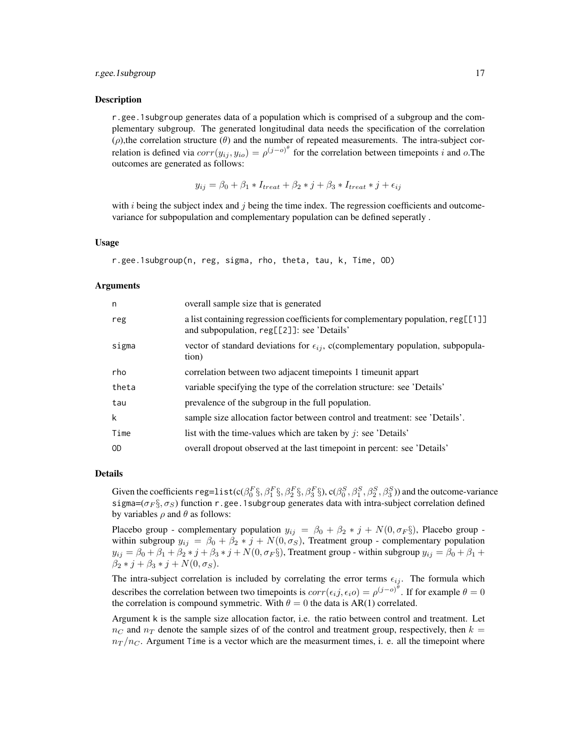### Description

r.gee.1subgroup generates data of a population which is comprised of a subgroup and the complementary subgroup. The generated longitudinal data needs the specification of the correlation ($\rho$),the correlation structure ($\theta$) and the number of repeated measurements. The intra-subject correlation is defined via $corr(y_{ij}, y_{io}) = \rho^{(j-o)^\theta}$ for the correlation between timepoints $i$ and $o$.The outcomes are generated as follows:

$$y_{ij} = \beta_0 + \beta_1 * I_{treat} + \beta_2 * j + \beta_3 * I_{treat} * j + \epsilon_{ij}$$

with $i$ being the subject index and $j$ being the time index. The regression coefficients and outcome-variance for subpopulation and complementary population can be defined seperatly .

### Usage

```
r.gee.1subgroup(n, reg, sigma, rho, theta, tau, k, Time, OD)
```

### Arguments

| | |
|---|---|
| n | overall sample size that is generated |
| reg | a list containing regression coefficients for complementary population, reg[[1]] and subpopulation, reg[[2]]: see 'Details' |
| sigma | vector of standard deviations for $\epsilon_{ij}$, c(complementary population, subpopulation) |
| rho | correlation between two adjacent timepoints 1 timeunit appart |
| theta | variable specifying the type of the correlation structure: see 'Details' |
| tau | prevalence of the subgroup in the full population. |
| k | sample size allocation factor between control and treatment: see 'Details'. |
| Time | list with the time-values which are taken by $j$: see 'Details' |
| OD | overall dropout observed at the last timepoint in percent: see 'Details' |

### Details

Given the coefficients reg=list(c($\beta_0^F$§, $\beta_1^F$§, $\beta_2^F$§, $\beta_3^F$§), c($\beta_0^S, \beta_1^S, \beta_2^S, \beta_3^S$)) and the outcome-variance sigma=($\sigma_F$§, $\sigma_S$) function r.gee.1subgroup generates data with intra-subject correlation defined by variables $\rho$ and $\theta$ as follows:

Placebo group - complementary population $y_{ij} = \beta_0 + \beta_2 * j + N(0, \sigma_F§)$, Placebo group - within subgroup $y_{ij} = \beta_0 + \beta_2 * j + N(0, \sigma_S)$, Treatment group - complementary population $y_{ij} = \beta_0 + \beta_1 + \beta_2 * j + \beta_3 * j + N(0, \sigma_F§)$, Treatment group - within subgroup $y_{ij} = \beta_0 + \beta_1 + \beta_2 * j + \beta_3 * j + N(0, \sigma_S)$.

The intra-subject correlation is included by correlating the error terms $\epsilon_{ij}$. The formula which describes the correlation between two timepoints is $corr(\epsilon_i j, \epsilon_i o) = \rho^{(j-o)^\theta}$. If for example $\theta = 0$ the correlation is compound symmetric. With $\theta = 0$ the data is AR(1) correlated.

Argument k is the sample size allocation factor, i.e. the ratio between control and treatment. Let $n_C$ and $n_T$ denote the sample sizes of of the control and treatment group, respectively, then $k = n_T/n_C$. Argument Time is a vector which are the measurment times, i. e. all the timepoint where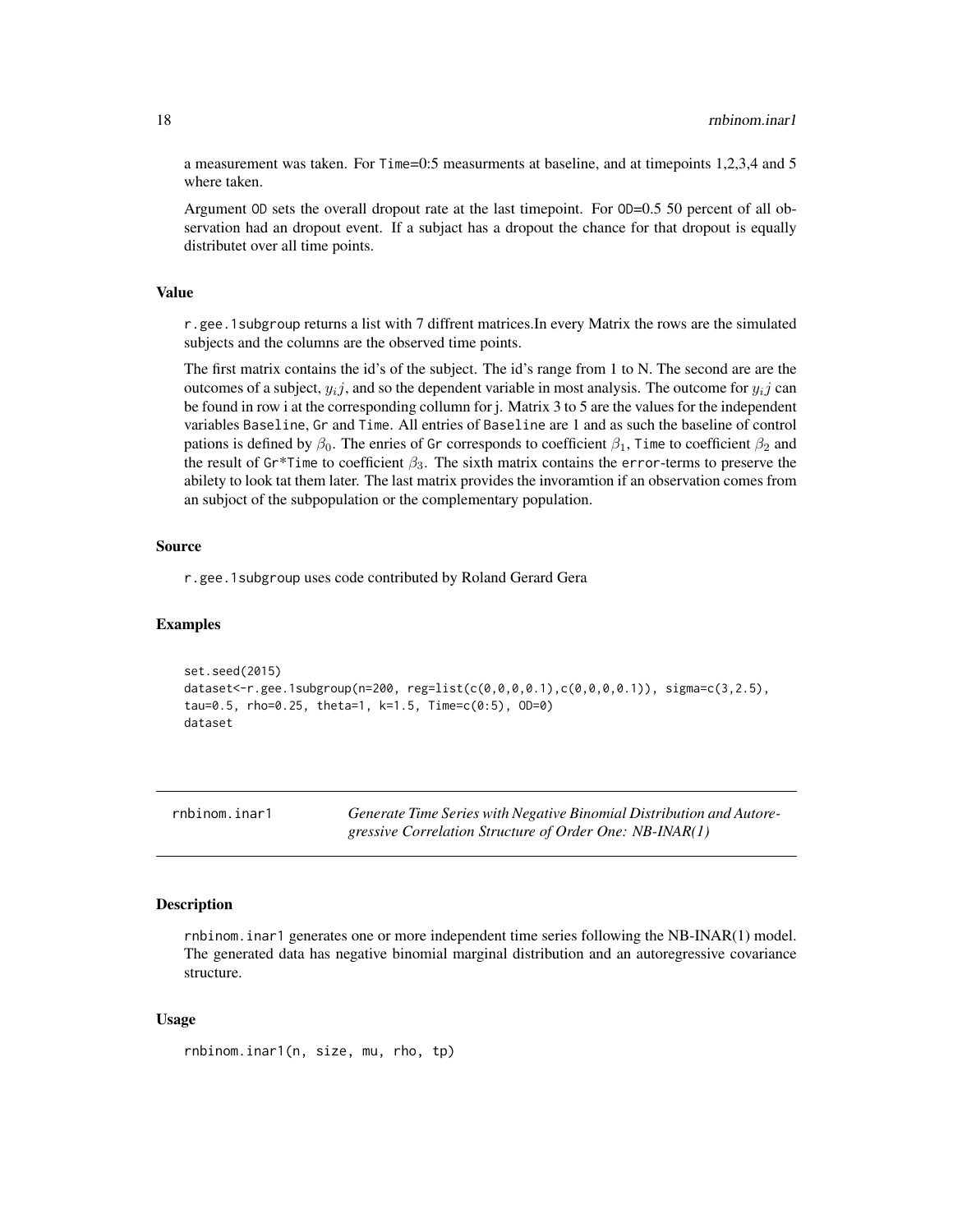a measurement was taken. For Time=0:5 measurments at baseline, and at timepoints 1,2,3,4 and 5 where taken.

Argument OD sets the overall dropout rate at the last timepoint. For OD=0.5 50 percent of all observation had an dropout event. If a subjact has a dropout the chance for that dropout is equally distributet over all time points.

### Value

r.gee.1subgroup returns a list with 7 diffrent matrices.In every Matrix the rows are the simulated subjects and the columns are the observed time points.

The first matrix contains the id's of the subject. The id's range from 1 to N. The second are are the outcomes of a subject, $y_i j$, and so the dependent variable in most analysis. The outcome for $y_i j$ can be found in row i at the corresponding collumn for j. Matrix 3 to 5 are the values for the independent variables Baseline, Gr and Time. All entries of Baseline are 1 and as such the baseline of control pations is defined by $\beta_0$. The enries of Gr corresponds to coefficient $\beta_1$, Time to coefficient $\beta_2$ and the result of Gr*Time to coefficient $\beta_3$. The sixth matrix contains the error-terms to preserve the abilety to look tat them later. The last matrix provides the invoramtion if an observation comes from an subjoct of the subpopulation or the complementary population.

### Source

r.gee.1subgroup uses code contributed by Roland Gerard Gera

### Examples

```
set.seed(2015)
dataset<-r.gee.1subgroup(n=200, reg=list(c(0,0,0,0.1),c(0,0,0,0.1)), sigma=c(3,2.5),
tau=0.5, rho=0.25, theta=1, k=1.5, Time=c(0:5), OD=0)
dataset
```

## rnbinom.inar1 — *Generate Time Series with Negative Binomial Distribution and Autoregressive Correlation Structure of Order One: NB-INAR(1)*

### Description

rnbinom.inar1 generates one or more independent time series following the NB-INAR(1) model. The generated data has negative binomial marginal distribution and an autoregressive covariance structure.

### Usage

```
rnbinom.inar1(n, size, mu, rho, tp)
```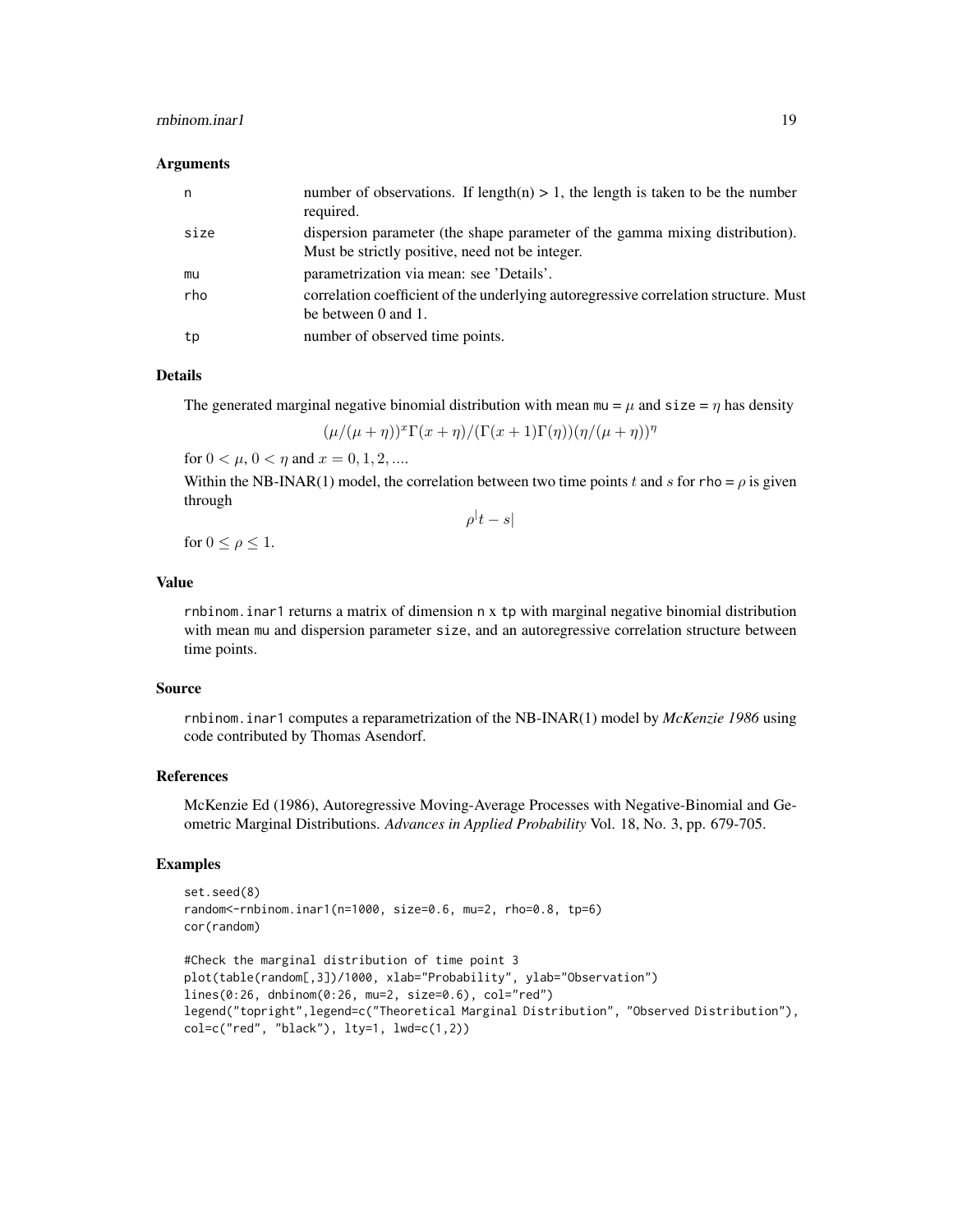### Arguments

| | |
|---|---|
| n | number of observations. If length(n) > 1, the length is taken to be the number required. |
| size | dispersion parameter (the shape parameter of the gamma mixing distribution). Must be strictly positive, need not be integer. |
| mu | parametrization via mean: see 'Details'. |
| rho | correlation coefficient of the underlying autoregressive correlation structure. Must be between 0 and 1. |
| tp | number of observed time points. |

### Details

The generated marginal negative binomial distribution with mean mu = $\mu$ and size = $\eta$ has density

$$(\mu/(\mu+\eta))^x \Gamma(x+\eta)/(\Gamma(x+1)\Gamma(\eta))(\eta/(\mu+\eta))^\eta$$

for $0 < \mu$, $0 < \eta$ and $x = 0, 1, 2, ....$

Within the NB-INAR(1) model, the correlation between two time points $t$ and $s$ for rho = $\rho$ is given through

$$\rho^| t - s|$$

for $0 \leq \rho \leq 1$.

### Value

rnbinom.inar1 returns a matrix of dimension n x tp with marginal negative binomial distribution with mean mu and dispersion parameter size, and an autoregressive correlation structure between time points.

### Source

rnbinom.inar1 computes a reparametrization of the NB-INAR(1) model by *McKenzie 1986* using code contributed by Thomas Asendorf.

### References

McKenzie Ed (1986), Autoregressive Moving-Average Processes with Negative-Binomial and Geometric Marginal Distributions. *Advances in Applied Probability* Vol. 18, No. 3, pp. 679-705.

### Examples

```
set.seed(8)
random<-rnbinom.inar1(n=1000, size=0.6, mu=2, rho=0.8, tp=6)
cor(random)

#Check the marginal distribution of time point 3
plot(table(random[,3])/1000, xlab="Probability", ylab="Observation")
lines(0:26, dnbinom(0:26, mu=2, size=0.6), col="red")
legend("topright",legend=c("Theoretical Marginal Distribution", "Observed Distribution"),
col=c("red", "black"), lty=1, lwd=c(1,2))
```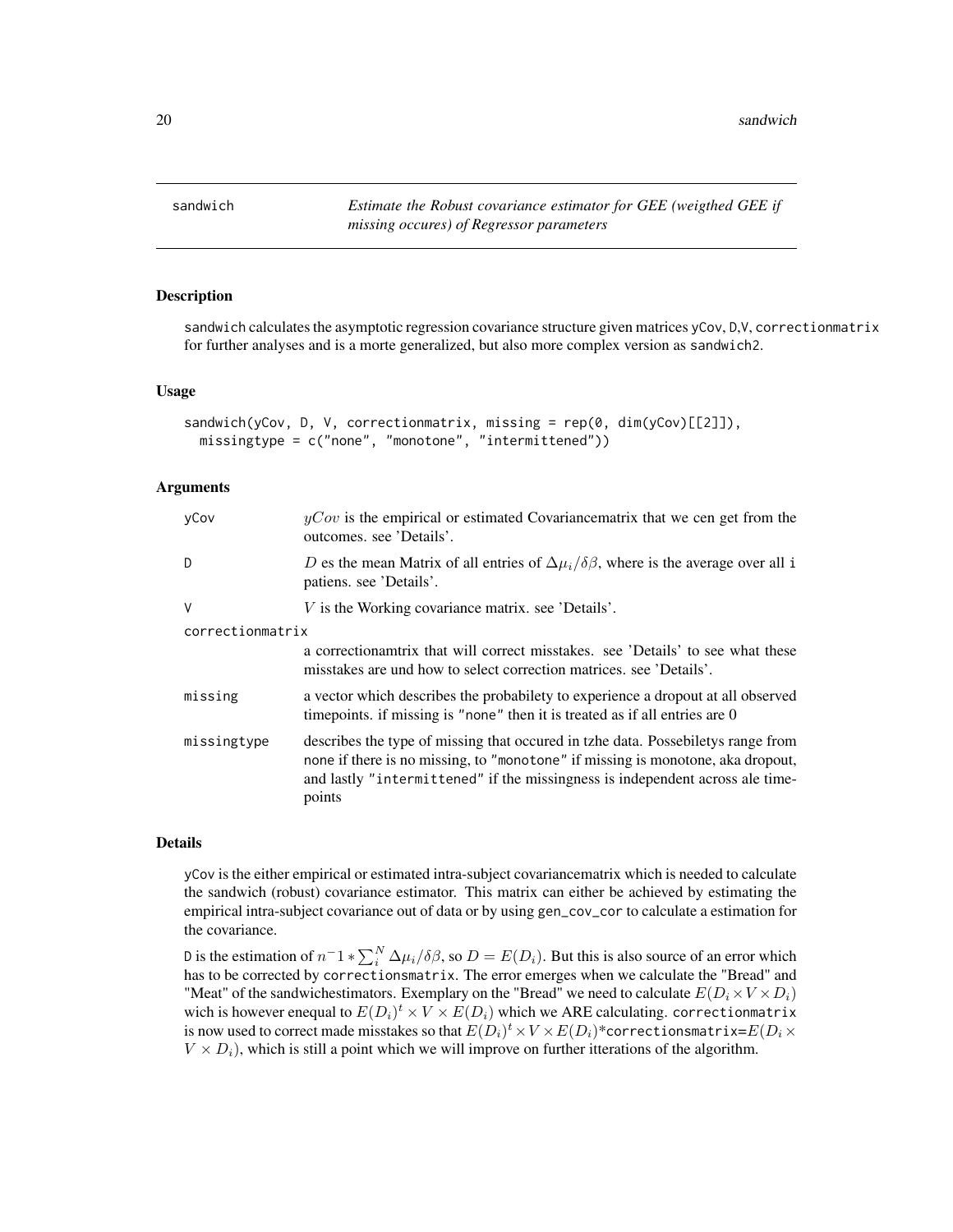sandwich *Estimate the Robust covariance estimator for GEE (weigthed GEE if missing occures) of Regressor parameters*

## Description

sandwich calculates the asymptotic regression covariance structure given matrices yCov, D,V, correctionmatrix for further analyses and is a morte generalized, but also more complex version as sandwich2.

## Usage

```
sandwich(yCov, D, V, correctionmatrix, missing = rep(0, dim(yCov)[[2]]),
  missingtype = c("none", "monotone", "intermittened"))
```

## Arguments

| | |
|---|---|
| yCov | $yCov$ is the empirical or estimated Covariancematrix that we cen get from the outcomes. see 'Details'. |
| D | $D$ es the mean Matrix of all entries of $\Delta\mu_i/\delta\beta$, where is the average over all i patiens. see 'Details'. |
| V | $V$ is the Working covariance matrix. see 'Details'. |
| correctionmatrix | a correctionamtrix that will correct misstakes. see 'Details' to see what these misstakes are und how to select correction matrices. see 'Details'. |
| missing | a vector which describes the probabilety to experience a dropout at all observed timepoints. if missing is "none" then it is treated as if all entries are 0 |
| missingtype | describes the type of missing that occured in tzhe data. Possebiletys range from none if there is no missing, to "monotone" if missing is monotone, aka dropout, and lastly "intermittened" if the missingness is independent across ale timepoints |

## Details

yCov is the either empirical or estimated intra-subject covariancematrix which is needed to calculate the sandwich (robust) covariance estimator. This matrix can either be achieved by estimating the empirical intra-subject covariance out of data or by using gen_cov_cor to calculate a estimation for the covariance.

D is the estimation of $n^-1 * \sum_i^N \Delta\mu_i/\delta\beta$, so $D = E(D_i)$. But this is also source of an error which has to be corrected by correctionsmatrix. The error emerges when we calculate the "Bread" and "Meat" of the sandwichestimators. Exemplary on the "Bread" we need to calculate $E(D_i \times V \times D_i)$ wich is however enequal to $E(D_i)^t \times V \times E(D_i)$ which we ARE calculating. correctionmatrix is now used to correct made misstakes so that $E(D_i)^t \times V \times E(D_i)$*correctionsmatrix=$E(D_i \times V \times D_i)$, which is still a point which we will improve on further itterations of the algorithm.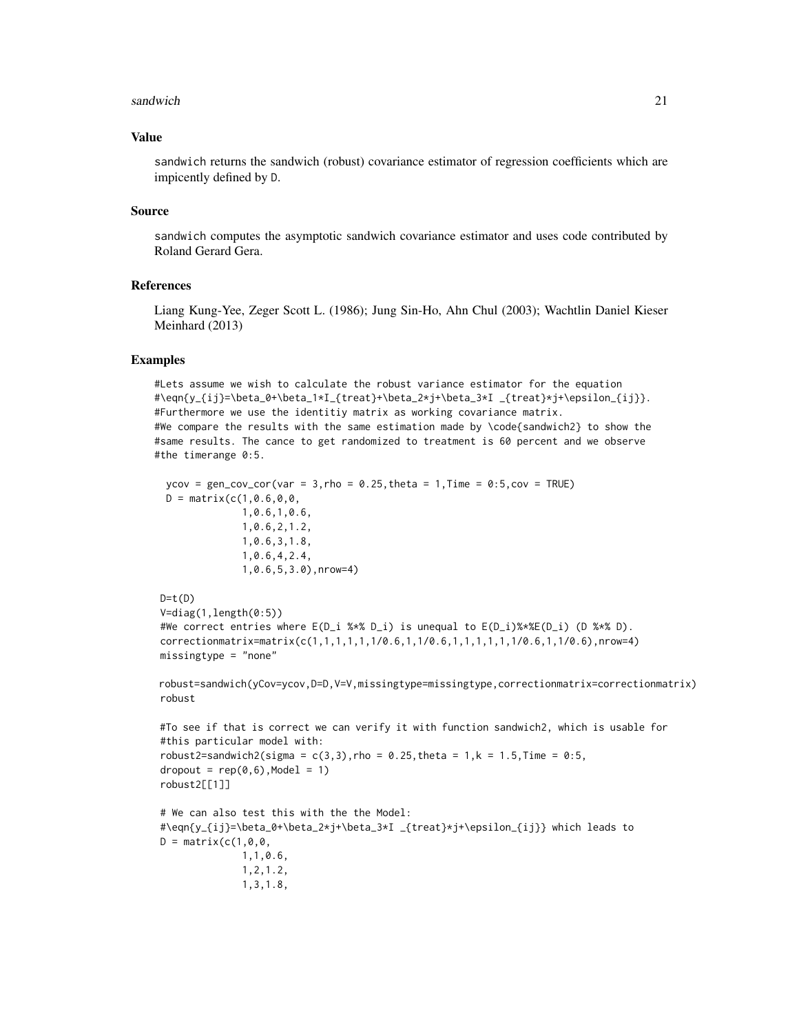## Value

sandwich returns the sandwich (robust) covariance estimator of regression coefficients which are impicently defined by D.

## Source

sandwich computes the asymptotic sandwich covariance estimator and uses code contributed by Roland Gerard Gera.

## References

Liang Kung-Yee, Zeger Scott L. (1986); Jung Sin-Ho, Ahn Chul (2003); Wachtlin Daniel Kieser Meinhard (2013)

## Examples

```
#Lets assume we wish to calculate the robust variance estimator for the equation
#\eqn{y_{ij}=\beta_0+\beta_1*I_{treat}+\beta_2*j+\beta_3*I _{treat}*j+\epsilon_{ij}}.
#Furthermore we use the identitiy matrix as working covariance matrix.
#We compare the results with the same estimation made by \code{sandwich2} to show the
#same results. The cance to get randomized to treatment is 60 percent and we observe
#the timerange 0:5.

  ycov = gen_cov_cor(var = 3,rho = 0.25,theta = 1,Time = 0:5,cov = TRUE)
  D = matrix(c(1,0.6,0,0,
               1,0.6,1,0.6,
               1,0.6,2,1.2,
               1,0.6,3,1.8,
               1,0.6,4,2.4,
               1,0.6,5,3.0),nrow=4)

 D=t(D)
 V=diag(1,length(0:5))
 #We correct entries where E(D_i %*% D_i) is unequal to E(D_i)%*%E(D_i) (D %*% D).
 correctionmatrix=matrix(c(1,1,1,1,1,1/0.6,1,1/0.6,1,1,1,1,1,1/0.6,1,1/0.6),nrow=4)
 missingtype = "none"

 robust=sandwich(yCov=ycov,D=D,V=V,missingtype=missingtype,correctionmatrix=correctionmatrix)
 robust

 #To see if that is correct we can verify it with function sandwich2, which is usable for
 #this particular model with:
 robust2=sandwich2(sigma = c(3,3),rho = 0.25,theta = 1,k = 1.5,Time = 0:5,
 dropout = rep(0,6),Model = 1)
 robust2[[1]]

 # We can also test this with the the Model:
 #\eqn{y_{ij}=\beta_0+\beta_2*j+\beta_3*I _{treat}*j+\epsilon_{ij}} which leads to
 D = matrix(c(1,0,0,
              1,1,0.6,
              1,2,1.2,
              1,3,1.8,
```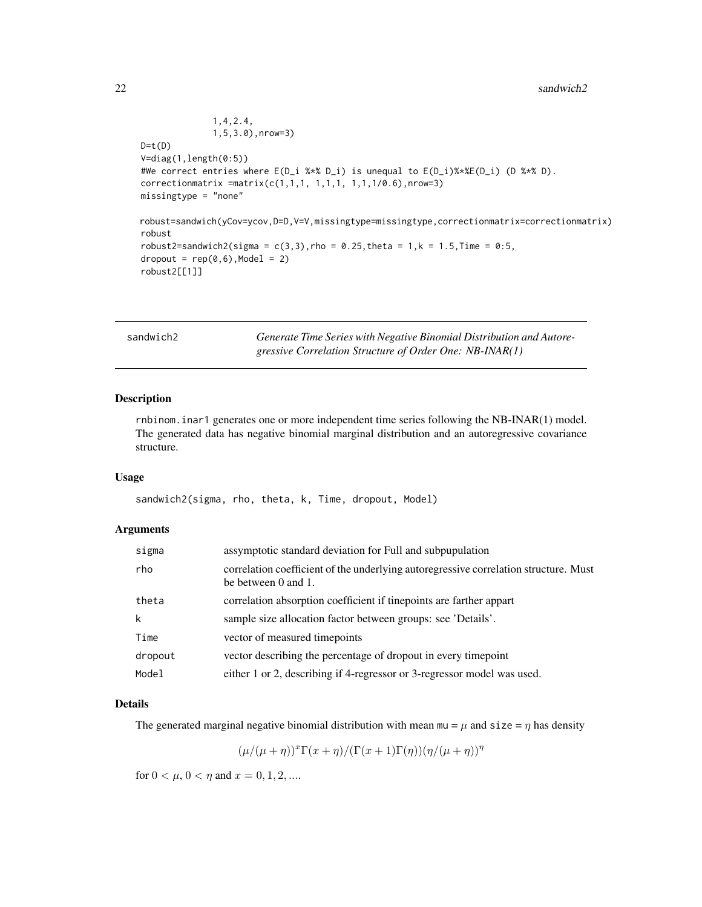```
              1,4,2.4,
              1,5,3.0),nrow=3)
D=t(D)
V=diag(1,length(0:5))
#We correct entries where E(D_i %*% D_i) is unequal to E(D_i)%*%E(D_i) (D %*% D).
correctionmatrix =matrix(c(1,1,1, 1,1,1, 1,1,1/0.6),nrow=3)
missingtype = "none"

robust=sandwich(yCov=ycov,D=D,V=V,missingtype=missingtype,correctionmatrix=correctionmatrix)
robust
robust2=sandwich2(sigma = c(3,3),rho = 0.25,theta = 1,k = 1.5,Time = 0:5,
dropout = rep(0,6),Model = 2)
robust2[[1]]
```

---

## sandwich2 — *Generate Time Series with Negative Binomial Distribution and Autoregressive Correlation Structure of Order One: NB-INAR(1)*

---

### Description

rnbinom.inar1 generates one or more independent time series following the NB-INAR(1) model. The generated data has negative binomial marginal distribution and an autoregressive covariance structure.

### Usage

```
sandwich2(sigma, rho, theta, k, Time, dropout, Model)
```

### Arguments

| | |
|---|---|
| sigma | assymptotic standard deviation for Full and subpupulation |
| rho | correlation coefficient of the underlying autoregressive correlation structure. Must be between 0 and 1. |
| theta | correlation absorption coefficient if tinepoints are farther appart |
| k | sample size allocation factor between groups: see 'Details'. |
| Time | vector of measured timepoints |
| dropout | vector describing the percentage of dropout in every timepoint |
| Model | either 1 or 2, describing if 4-regressor or 3-regressor model was used. |

### Details

The generated marginal negative binomial distribution with mean mu = $\mu$ and size = $\eta$ has density

$$(\mu/(\mu+\eta))^x \Gamma(x+\eta)/(\Gamma(x+1)\Gamma(\eta))(\eta/(\mu+\eta))^\eta$$

for $0 < \mu$, $0 < \eta$ and $x = 0, 1, 2, ....$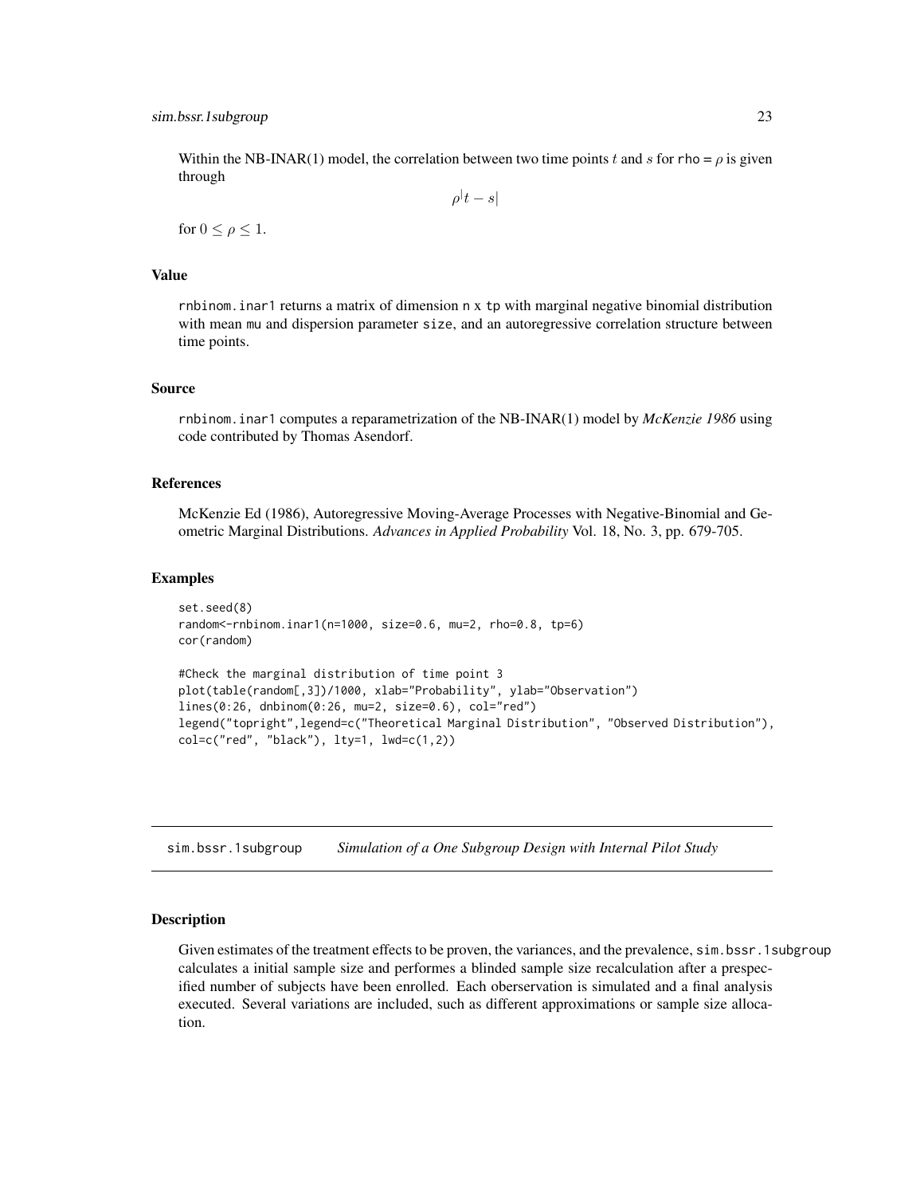Within the NB-INAR(1) model, the correlation between two time points $t$ and $s$ for rho = $\rho$ is given through

$$\rho^{|}t - s|$$

for $0 \leq \rho \leq 1$.

### Value

rnbinom.inar1 returns a matrix of dimension n x tp with marginal negative binomial distribution with mean mu and dispersion parameter size, and an autoregressive correlation structure between time points.

### Source

rnbinom.inar1 computes a reparametrization of the NB-INAR(1) model by *McKenzie 1986* using code contributed by Thomas Asendorf.

### References

McKenzie Ed (1986), Autoregressive Moving-Average Processes with Negative-Binomial and Geometric Marginal Distributions. *Advances in Applied Probability* Vol. 18, No. 3, pp. 679-705.

### Examples

```
set.seed(8)
random<-rnbinom.inar1(n=1000, size=0.6, mu=2, rho=0.8, tp=6)
cor(random)

#Check the marginal distribution of time point 3
plot(table(random[,3])/1000, xlab="Probability", ylab="Observation")
lines(0:26, dnbinom(0:26, mu=2, size=0.6), col="red")
legend("topright",legend=c("Theoretical Marginal Distribution", "Observed Distribution"),
col=c("red", "black"), lty=1, lwd=c(1,2))
```

---

## sim.bssr.1subgroup *Simulation of a One Subgroup Design with Internal Pilot Study*

---

### Description

Given estimates of the treatment effects to be proven, the variances, and the prevalence, sim.bssr.1subgroup calculates a initial sample size and performes a blinded sample size recalculation after a prespecified number of subjects have been enrolled. Each oberservation is simulated and a final analysis executed. Several variations are included, such as different approximations or sample size allocation.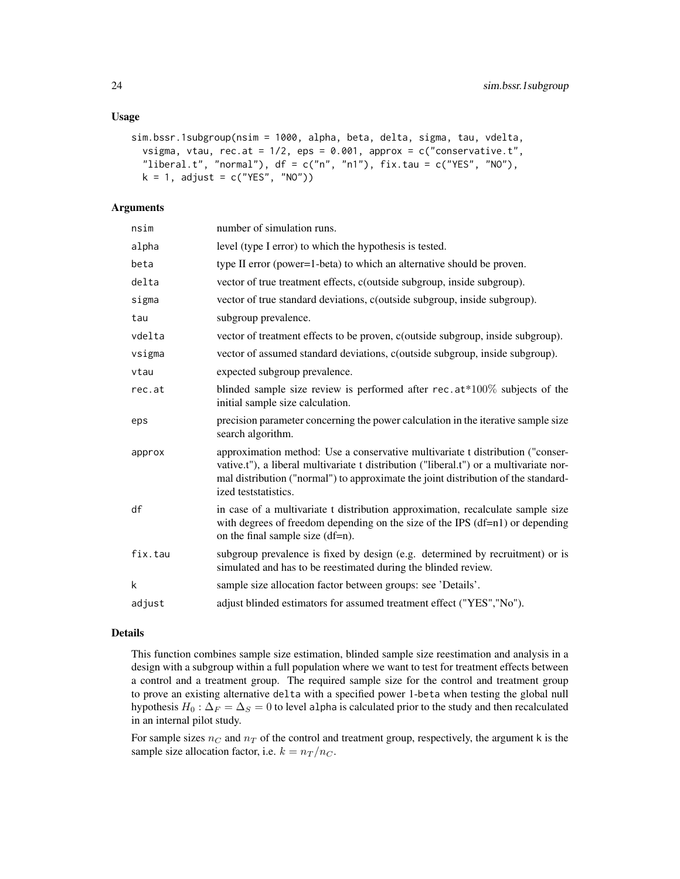### Usage

```
sim.bssr.1subgroup(nsim = 1000, alpha, beta, delta, sigma, tau, vdelta,
  vsigma, vtau, rec.at = 1/2, eps = 0.001, approx = c("conservative.t",
  "liberal.t", "normal"), df = c("n", "n1"), fix.tau = c("YES", "NO"),
  k = 1, adjust = c("YES", "NO"))
```

### Arguments

| | |
|---|---|
| nsim | number of simulation runs. |
| alpha | level (type I error) to which the hypothesis is tested. |
| beta | type II error (power=1-beta) to which an alternative should be proven. |
| delta | vector of true treatment effects, c(outside subgroup, inside subgroup). |
| sigma | vector of true standard deviations, c(outside subgroup, inside subgroup). |
| tau | subgroup prevalence. |
| vdelta | vector of treatment effects to be proven, c(outside subgroup, inside subgroup). |
| vsigma | vector of assumed standard deviations, c(outside subgroup, inside subgroup). |
| vtau | expected subgroup prevalence. |
| rec.at | blinded sample size review is performed after rec.at*100% subjects of the initial sample size calculation. |
| eps | precision parameter concerning the power calculation in the iterative sample size search algorithm. |
| approx | approximation method: Use a conservative multivariate t distribution ("conservative.t"), a liberal multivariate t distribution ("liberal.t") or a multivariate normal distribution ("normal") to approximate the joint distribution of the standardized teststatistics. |
| df | in case of a multivariate t distribution approximation, recalculate sample size with degrees of freedom depending on the size of the IPS (df=n1) or depending on the final sample size (df=n). |
| fix.tau | subgroup prevalence is fixed by design (e.g. determined by recruitment) or is simulated and has to be reestimated during the blinded review. |
| k | sample size allocation factor between groups: see 'Details'. |
| adjust | adjust blinded estimators for assumed treatment effect ("YES","No"). |

### Details

This function combines sample size estimation, blinded sample size reestimation and analysis in a design with a subgroup within a full population where we want to test for treatment effects between a control and a treatment group. The required sample size for the control and treatment group to prove an existing alternative delta with a specified power 1-beta when testing the global null hypothesis $H_0 : \Delta_F = \Delta_S = 0$ to level alpha is calculated prior to the study and then recalculated in an internal pilot study.

For sample sizes $n_C$ and $n_T$ of the control and treatment group, respectively, the argument k is the sample size allocation factor, i.e. $k = n_T/n_C$.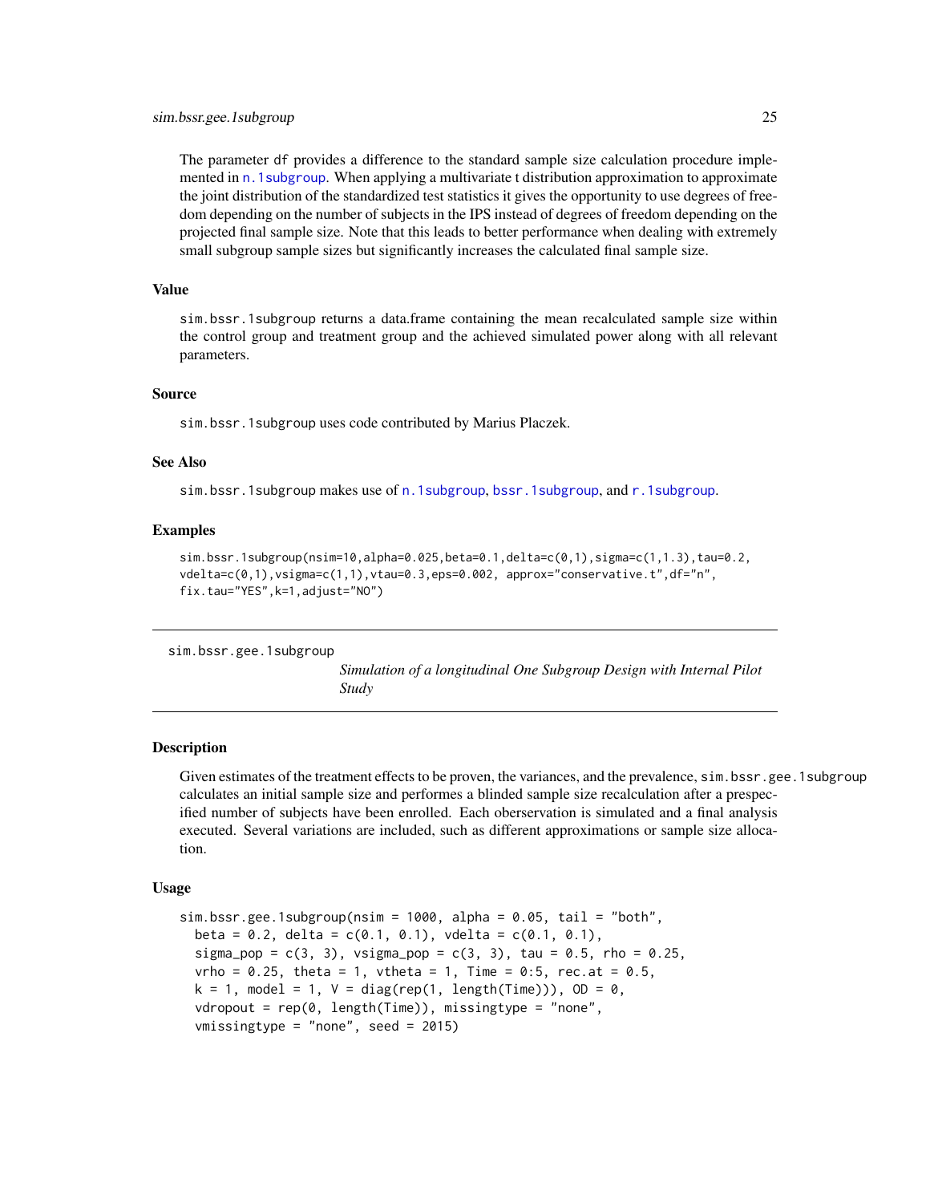The parameter df provides a difference to the standard sample size calculation procedure implemented in n.1subgroup. When applying a multivariate t distribution approximation to approximate the joint distribution of the standardized test statistics it gives the opportunity to use degrees of freedom depending on the number of subjects in the IPS instead of degrees of freedom depending on the projected final sample size. Note that this leads to better performance when dealing with extremely small subgroup sample sizes but significantly increases the calculated final sample size.

### Value

sim.bssr.1subgroup returns a data.frame containing the mean recalculated sample size within the control group and treatment group and the achieved simulated power along with all relevant parameters.

### Source

sim.bssr.1subgroup uses code contributed by Marius Placzek.

### See Also

sim.bssr.1subgroup makes use of n.1subgroup, bssr.1subgroup, and r.1subgroup.

### Examples

```
sim.bssr.1subgroup(nsim=10,alpha=0.025,beta=0.1,delta=c(0,1),sigma=c(1,1.3),tau=0.2,
vdelta=c(0,1),vsigma=c(1,1),vtau=0.3,eps=0.002, approx="conservative.t",df="n",
fix.tau="YES",k=1,adjust="NO")
```

---

## sim.bssr.gee.1subgroup &nbsp;&nbsp;&nbsp; *Simulation of a longitudinal One Subgroup Design with Internal Pilot Study*

### Description

Given estimates of the treatment effects to be proven, the variances, and the prevalence, sim.bssr.gee.1subgroup calculates an initial sample size and performes a blinded sample size recalculation after a prespecified number of subjects have been enrolled. Each oberservation is simulated and a final analysis executed. Several variations are included, such as different approximations or sample size allocation.

### Usage

```
sim.bssr.gee.1subgroup(nsim = 1000, alpha = 0.05, tail = "both",
  beta = 0.2, delta = c(0.1, 0.1), vdelta = c(0.1, 0.1),
  sigma_pop = c(3, 3), vsigma_pop = c(3, 3), tau = 0.5, rho = 0.25,
  vrho = 0.25, theta = 1, vtheta = 1, Time = 0:5, rec.at = 0.5,
  k = 1, model = 1, V = diag(rep(1, length(Time))), OD = 0,
  vdropout = rep(0, length(Time)), missingtype = "none",
  vmissingtype = "none", seed = 2015)
```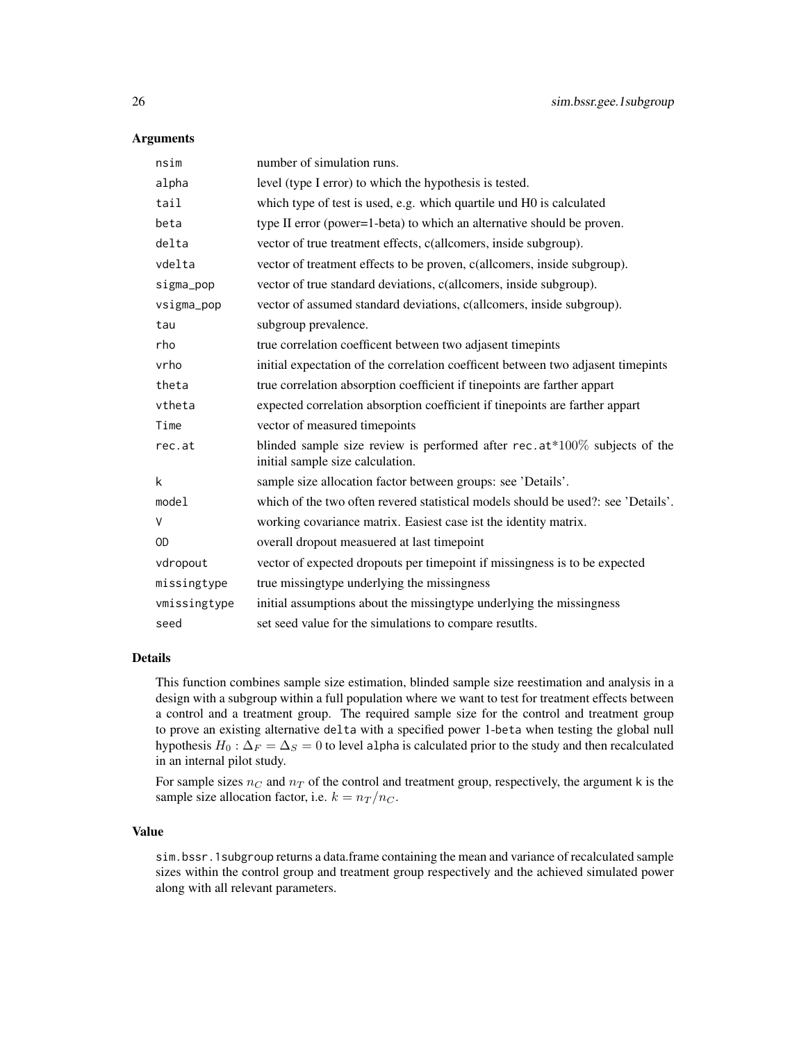### Arguments

| | |
|---|---|
| nsim | number of simulation runs. |
| alpha | level (type I error) to which the hypothesis is tested. |
| tail | which type of test is used, e.g. which quartile und H0 is calculated |
| beta | type II error (power=1-beta) to which an alternative should be proven. |
| delta | vector of true treatment effects, c(allcomers, inside subgroup). |
| vdelta | vector of treatment effects to be proven, c(allcomers, inside subgroup). |
| sigma_pop | vector of true standard deviations, c(allcomers, inside subgroup). |
| vsigma_pop | vector of assumed standard deviations, c(allcomers, inside subgroup). |
| tau | subgroup prevalence. |
| rho | true correlation coefficent between two adjasent timepints |
| vrho | initial expectation of the correlation coefficent between two adjasent timepints |
| theta | true correlation absorption coefficient if tinepoints are farther appart |
| vtheta | expected correlation absorption coefficient if tinepoints are farther appart |
| Time | vector of measured timepoints |
| rec.at | blinded sample size review is performed after rec.at*100% subjects of the initial sample size calculation. |
| k | sample size allocation factor between groups: see 'Details'. |
| model | which of the two often revered statistical models should be used?: see 'Details'. |
| V | working covariance matrix. Easiest case ist the identity matrix. |
| OD | overall dropout measuered at last timepoint |
| vdropout | vector of expected dropouts per timepoint if missingness is to be expected |
| missingtype | true missingtype underlying the missingness |
| vmissingtype | initial assumptions about the missingtype underlying the missingness |
| seed | set seed value for the simulations to compare resutlts. |

### Details

This function combines sample size estimation, blinded sample size reestimation and analysis in a design with a subgroup within a full population where we want to test for treatment effects between a control and a treatment group. The required sample size for the control and treatment group to prove an existing alternative delta with a specified power 1-beta when testing the global null hypothesis $H_0 : \Delta_F = \Delta_S = 0$ to level alpha is calculated prior to the study and then recalculated in an internal pilot study.

For sample sizes $n_C$ and $n_T$ of the control and treatment group, respectively, the argument k is the sample size allocation factor, i.e. $k = n_T/n_C$.

### Value

sim.bssr.1subgroup returns a data.frame containing the mean and variance of recalculated sample sizes within the control group and treatment group respectively and the achieved simulated power along with all relevant parameters.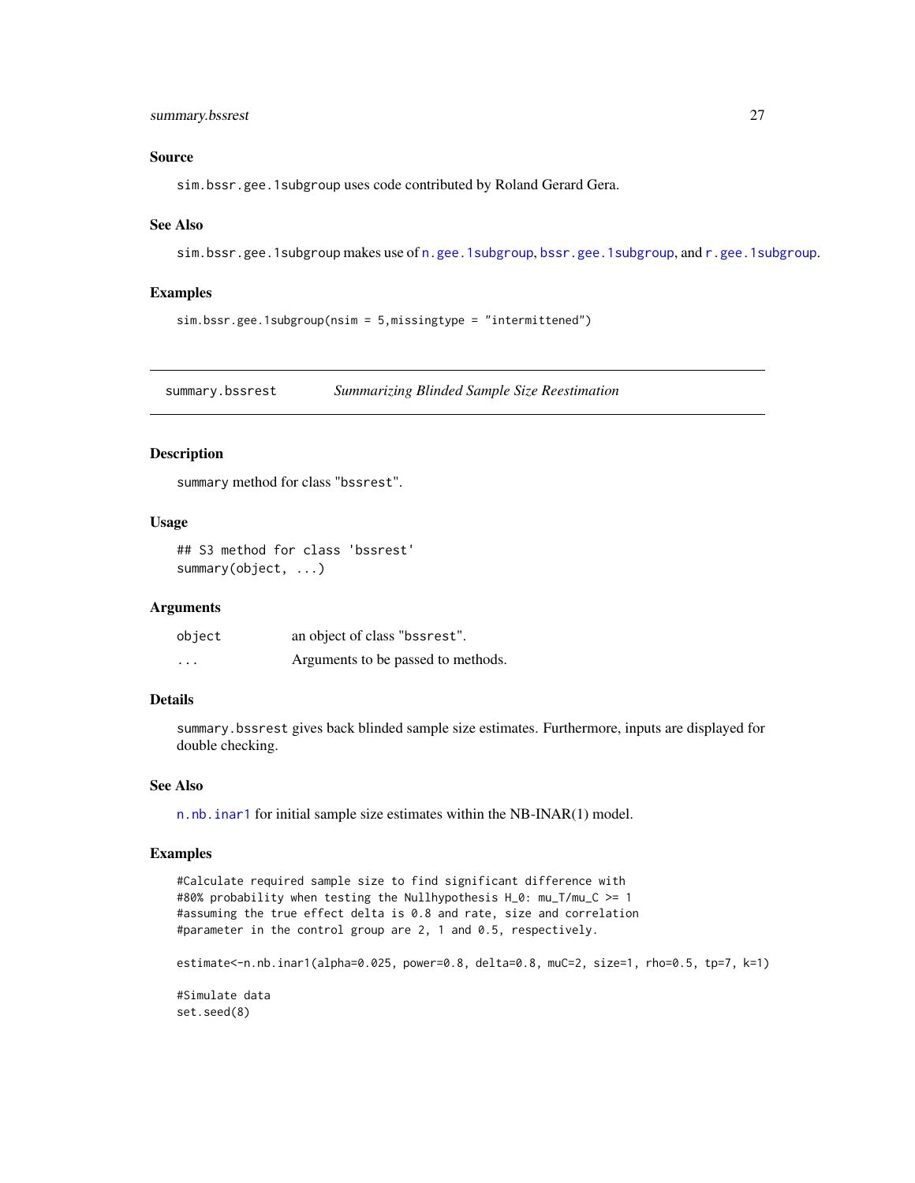### Source

sim.bssr.gee.1subgroup uses code contributed by Roland Gerard Gera.

### See Also

sim.bssr.gee.1subgroup makes use of n.gee.1subgroup, bssr.gee.1subgroup, and r.gee.1subgroup.

### Examples

```
sim.bssr.gee.1subgroup(nsim = 5,missingtype = "intermittened")
```

---

## summary.bssrest — *Summarizing Blinded Sample Size Reestimation*

### Description

summary method for class "bssrest".

### Usage

```
## S3 method for class 'bssrest'
summary(object, ...)
```

### Arguments

| | |
|---|---|
| object | an object of class "bssrest". |
| ... | Arguments to be passed to methods. |

### Details

summary.bssrest gives back blinded sample size estimates. Furthermore, inputs are displayed for double checking.

### See Also

n.nb.inar1 for initial sample size estimates within the NB-INAR(1) model.

### Examples

```
#Calculate required sample size to find significant difference with
#80% probability when testing the Nullhypothesis H_0: mu_T/mu_C >= 1
#assuming the true effect delta is 0.8 and rate, size and correlation
#parameter in the control group are 2, 1 and 0.5, respectively.

estimate<-n.nb.inar1(alpha=0.025, power=0.8, delta=0.8, muC=2, size=1, rho=0.5, tp=7, k=1)

#Simulate data
set.seed(8)
```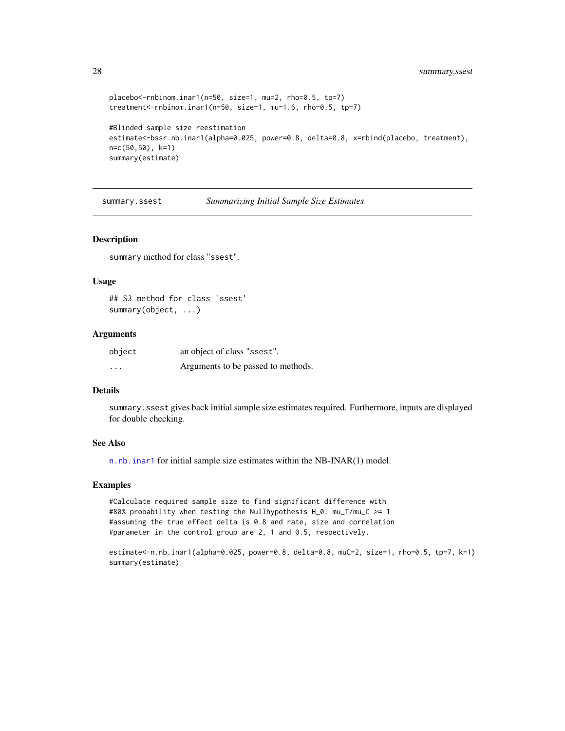```
placebo<-rnbinom.inar1(n=50, size=1, mu=2, rho=0.5, tp=7)
treatment<-rnbinom.inar1(n=50, size=1, mu=1.6, rho=0.5, tp=7)

#Blinded sample size reestimation
estimate<-bssr.nb.inar1(alpha=0.025, power=0.8, delta=0.8, x=rbind(placebo, treatment),
n=c(50,50), k=1)
summary(estimate)
```

## summary.ssest — *Summarizing Initial Sample Size Estimates*

### Description

summary method for class "ssest".

### Usage

```
## S3 method for class 'ssest'
summary(object, ...)
```

### Arguments

| | |
|---|---|
| object | an object of class "ssest". |
| ... | Arguments to be passed to methods. |

### Details

summary.ssest gives back initial sample size estimates required. Furthermore, inputs are displayed for double checking.

### See Also

n.nb.inar1 for initial sample size estimates within the NB-INAR(1) model.

### Examples

```
#Calculate required sample size to find significant difference with
#80% probability when testing the Nullhypothesis H_0: mu_T/mu_C >= 1
#assuming the true effect delta is 0.8 and rate, size and correlation
#parameter in the control group are 2, 1 and 0.5, respectively.

estimate<-n.nb.inar1(alpha=0.025, power=0.8, delta=0.8, muC=2, size=1, rho=0.5, tp=7, k=1)
summary(estimate)
```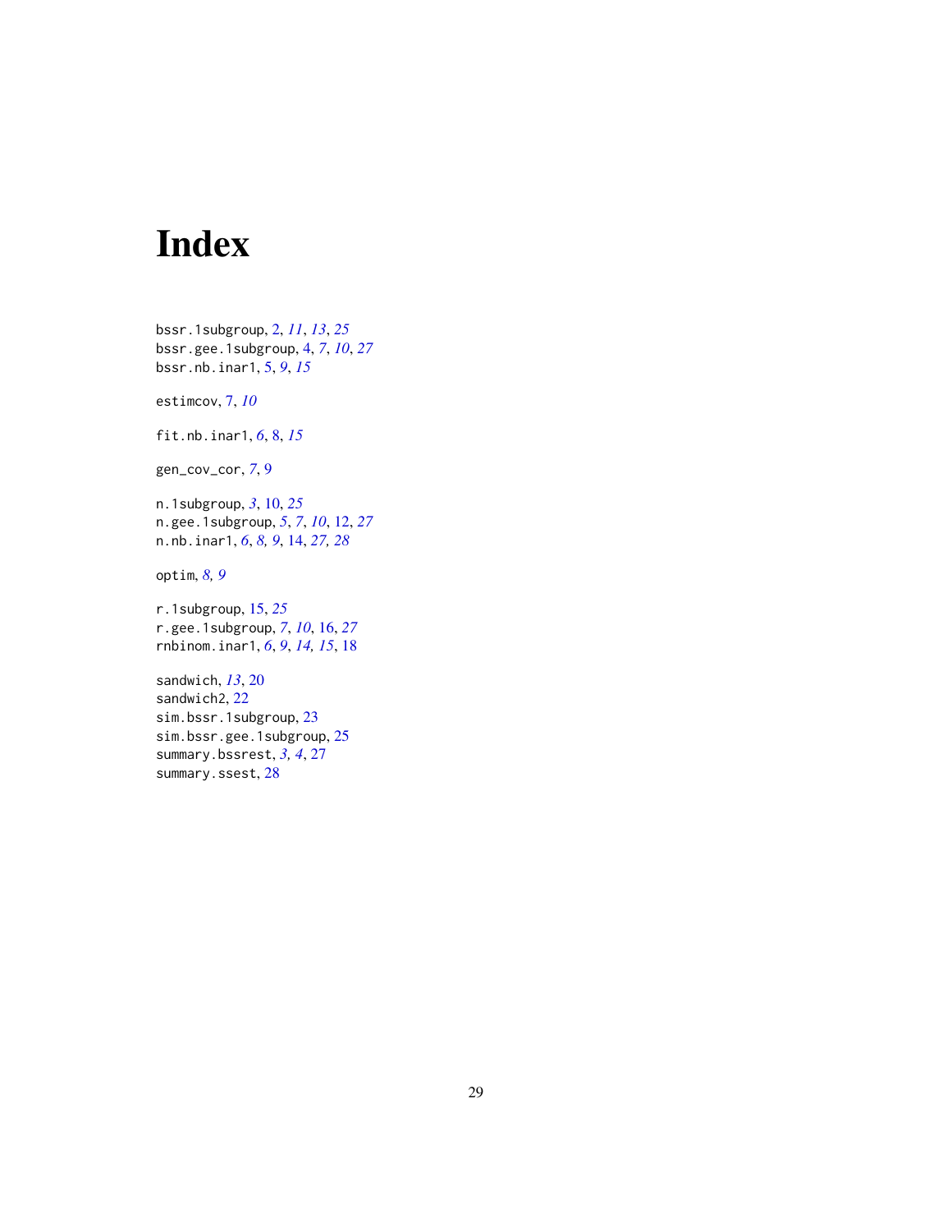# Index

bssr.1subgroup, 2, *11*, *13*, *25*
bssr.gee.1subgroup, 4, *7*, *10*, *27*
bssr.nb.inar1, 5, *9*, *15*

estimcov, 7, *10*

fit.nb.inar1, *6*, 8, *15*

gen_cov_cor, *7*, 9

n.1subgroup, *3*, 10, *25*
n.gee.1subgroup, *5*, *7*, *10*, 12, *27*
n.nb.inar1, *6*, *8, 9*, 14, *27, 28*

optim, *8, 9*

r.1subgroup, 15, *25*
r.gee.1subgroup, *7*, *10*, 16, *27*
rnbinom.inar1, *6*, *9*, *14, 15*, 18

sandwich, *13*, 20
sandwich2, 22
sim.bssr.1subgroup, 23
sim.bssr.gee.1subgroup, 25
summary.bssrest, *3, 4*, 27
summary.ssest, 28